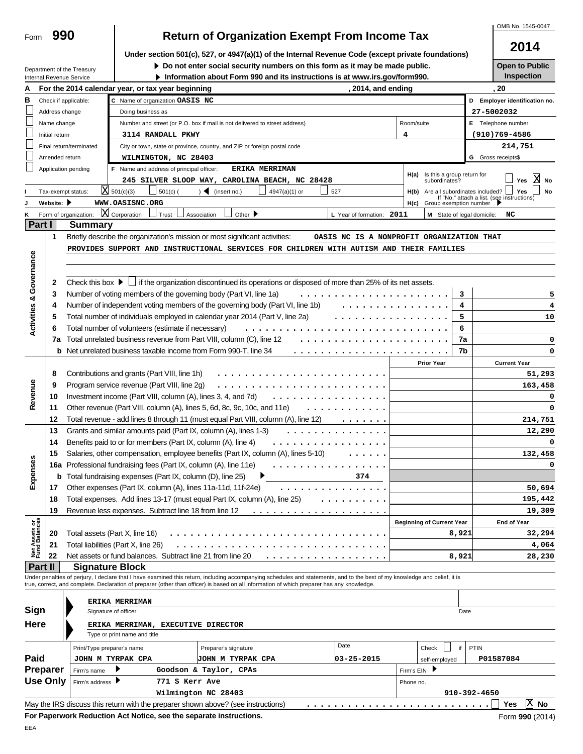Form **990**

# Return of Organization Exempt From Income Tax

OMB No. 1545-0047

**2014**

Under section 501(c), 527, or 4947(a)(1) of the Internal Revenue Code (except private foundations)

▶ Do not enter social security numbers on this form as it may be made public.

▶ Information about Form 990 and its instructions is at www.irs.gov/form990.

**Open to Public Inspection**

Department of the Treasury
Internal Revenue Service

**A** For the 2014 calendar year, or tax year beginning , 2014, and ending , 20

**B** Check if applicable:
- ☐ Address change
- ☐ Name change
- ☐ Initial return
- ☐ Final return/terminated
- ☐ Amended return
- ☐ Application pending

**C** Name of organization **OASIS NC**

Doing business as

Number and street (or P.O. box if mail is not delivered to street address): 3114 RANDALL PKWY — Room/suite: 4

City or town, state or province, country, and ZIP or foreign postal code: WILMINGTON, NC 28403

**D** Employer identification no.: 27-5002032

**E** Telephone number: (910)769-4586

**G** Gross receipts$ 214,751

**F** Name and address of principal officer: ERIKA MERRIMAN, 245 SILVER SLOOP WAY, CAROLINA BEACH, NC 28428

**H(a)** Is this a group return for subordinates? ☐ Yes ☒ No

**H(b)** Are all subordinates included? ☐ Yes ☐ No — If "No," attach a list. (see instructions)

**H(c)** Group exemption number ▶

**I** Tax-exempt status: ☒ 501(c)(3) ☐ 501(c) ( ) ◀ (insert no.) ☐ 4947(a)(1) or ☐ 527

**J** Website: ▶ WWW.OASISNC.ORG

**K** Form of organization: ☒ Corporation ☐ Trust ☐ Association ☐ Other ▶

**L** Year of formation: 2011

**M** State of legal domicile: NC

## Part I Summary

**Activities & Governance**

1. Briefly describe the organization's mission or most significant activities: OASIS NC IS A NONPROFIT ORGANIZATION THAT PROVIDES SUPPORT AND INSTRUCTIONAL SERVICES FOR CHILDREN WITH AUTISM AND THEIR FAMILIES

2. Check this box ▶ ☐ if the organization discontinued its operations or disposed of more than 25% of its net assets.

| Line | Description | Box | Value |
|---|---|---|---|
| 3 | Number of voting members of the governing body (Part VI, line 1a) | 3 | 5 |
| 4 | Number of independent voting members of the governing body (Part VI, line 1b) | 4 | 4 |
| 5 | Total number of individuals employed in calendar year 2014 (Part V, line 2a) | 5 | 10 |
| 6 | Total number of volunteers (estimate if necessary) | 6 | |
| 7a | Total unrelated business revenue from Part VIII, column (C), line 12 | 7a | 0 |
| b | Net unrelated business taxable income from Form 990-T, line 34 | 7b | 0 |

| Line | Description | Prior Year | Current Year |
|---|---|---|---|
| | **Revenue** | | |
| 8 | Contributions and grants (Part VIII, line 1h) | | 51,293 |
| 9 | Program service revenue (Part VIII, line 2g) | | 163,458 |
| 10 | Investment income (Part VIII, column (A), lines 3, 4, and 7d) | | 0 |
| 11 | Other revenue (Part VIII, column (A), lines 5, 6d, 8c, 9c, 10c, and 11e) | | 0 |
| 12 | Total revenue - add lines 8 through 11 (must equal Part VIII, column (A), line 12) | | 214,751 |
| | **Expenses** | | |
| 13 | Grants and similar amounts paid (Part IX, column (A), lines 1-3) | | 12,290 |
| 14 | Benefits paid to or for members (Part IX, column (A), line 4) | | 0 |
| 15 | Salaries, other compensation, employee benefits (Part IX, column (A), lines 5-10) | | 132,458 |
| 16a | Professional fundraising fees (Part IX, column (A), line 11e) | | 0 |
| b | Total fundraising expenses (Part IX, column (D), line 25) ▶ 374 | | |
| 17 | Other expenses (Part IX, column (A), lines 11a-11d, 11f-24e) | | 50,694 |
| 18 | Total expenses. Add lines 13-17 (must equal Part IX, column (A), line 25) | | 195,442 |
| 19 | Revenue less expenses. Subtract line 18 from line 12 | | 19,309 |

| Line | Net Assets or Fund Balances | Beginning of Current Year | End of Year |
|---|---|---|---|
| 20 | Total assets (Part X, line 16) | 8,921 | 32,294 |
| 21 | Total liabilities (Part X, line 26) | | 4,064 |
| 22 | Net assets or fund balances. Subtract line 21 from line 20 | 8,921 | 28,230 |

## Part II Signature Block

Under penalties of perjury, I declare that I have examined this return, including accompanying schedules and statements, and to the best of my knowledge and belief, it is true, correct, and complete. Declaration of preparer (other than officer) is based on all information of which preparer has any knowledge.

**Sign Here**

ERIKA MERRIMAN — Signature of officer — Date

ERIKA MERRIMAN, EXECUTIVE DIRECTOR — Type or print name and title

**Paid Preparer Use Only**

| Print/Type preparer's name | Preparer's signature | Date | Check ☐ if self-employed | PTIN |
|---|---|---|---|---|
| JOHN M TYRPAK CPA | JOHN M TYRPAK CPA | 03-25-2015 | | P01587084 |

Firm's name ▶ Goodson & Taylor, CPAs — Firm's EIN ▶

Firm's address ▶ 771 S Kerr Ave, Wilmington NC 28403 — Phone no. 910-392-4650

May the IRS discuss this return with the preparer shown above? (see instructions) ☐ Yes ☒ No

**For Paperwork Reduction Act Notice, see the separate instructions.** Form **990** (2014)

EEA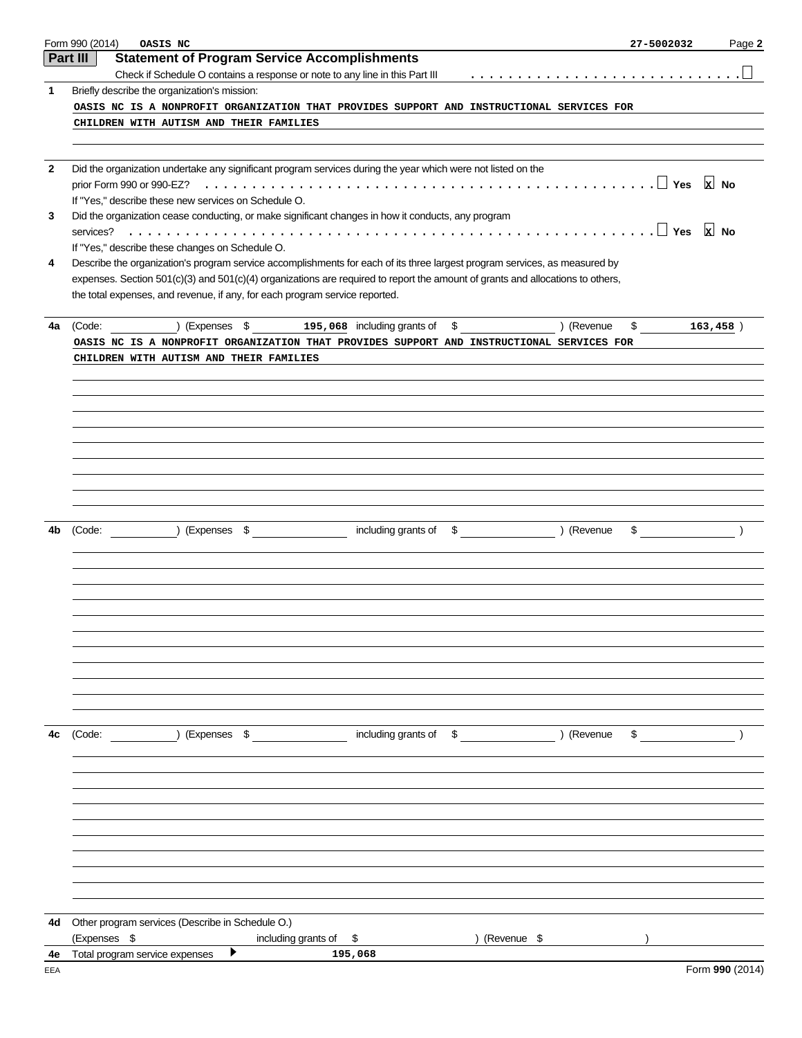Form 990 (2014) **OASIS NC** 27-5002032

## Part III Statement of Program Service Accomplishments

Check if Schedule O contains a response or note to any line in this Part III ☐

**1** Briefly describe the organization's mission:

OASIS NC IS A NONPROFIT ORGANIZATION THAT PROVIDES SUPPORT AND INSTRUCTIONAL SERVICES FOR CHILDREN WITH AUTISM AND THEIR FAMILIES

**2** Did the organization undertake any significant program services during the year which were not listed on the prior Form 990 or 990-EZ? ☐ Yes ☒ No

If "Yes," describe these new services on Schedule O.

**3** Did the organization cease conducting, or make significant changes in how it conducts, any program services? ☐ Yes ☒ No

If "Yes," describe these changes on Schedule O.

**4** Describe the organization's program service accomplishments for each of its three largest program services, as measured by expenses. Section 501(c)(3) and 501(c)(4) organizations are required to report the amount of grants and allocations to others, the total expenses, and revenue, if any, for each program service reported.

**4a** (Code: ) (Expenses $ 195,068 including grants of $ ) (Revenue $ 163,458 )

OASIS NC IS A NONPROFIT ORGANIZATION THAT PROVIDES SUPPORT AND INSTRUCTIONAL SERVICES FOR CHILDREN WITH AUTISM AND THEIR FAMILIES

**4b** (Code: ) (Expenses $ including grants of $ ) (Revenue $ )

**4c** (Code: ) (Expenses $ including grants of $ ) (Revenue $ )

**4d** Other program services (Describe in Schedule O.)

(Expenses $ including grants of $ ) (Revenue $ )

**4e** Total program service expenses ▶ 195,068

Form **990** (2014)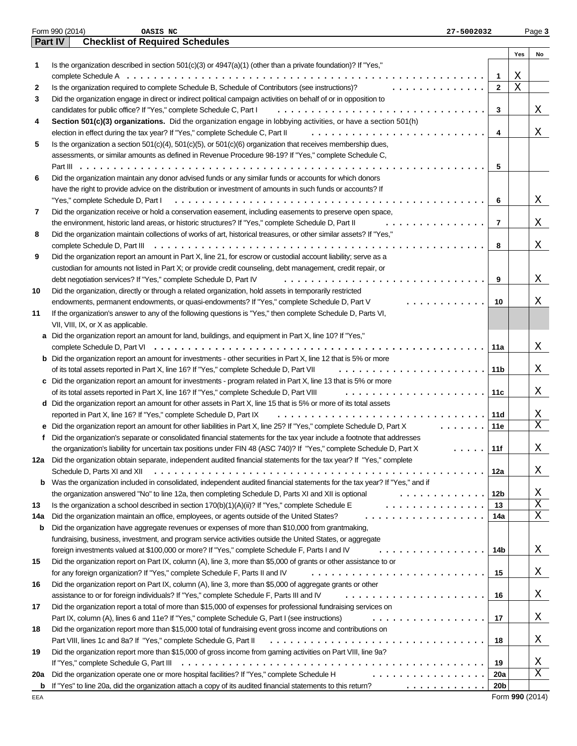Form 990 (2014) OASIS NC 27-5002032 Page 3

**Part IV Checklist of Required Schedules**

| | | | Yes | No |
|---|---|---|---|---|
| 1 | Is the organization described in section 501(c)(3) or 4947(a)(1) (other than a private foundation)? If "Yes," complete Schedule A | 1 | X | |
| 2 | Is the organization required to complete Schedule B, Schedule of Contributors (see instructions)? | 2 | X | |
| 3 | Did the organization engage in direct or indirect political campaign activities on behalf of or in opposition to candidates for public office? If "Yes," complete Schedule C, Part I | 3 | | X |
| 4 | **Section 501(c)(3) organizations.** Did the organization engage in lobbying activities, or have a section 501(h) election in effect during the tax year? If "Yes," complete Schedule C, Part II | 4 | | X |
| 5 | Is the organization a section 501(c)(4), 501(c)(5), or 501(c)(6) organization that receives membership dues, assessments, or similar amounts as defined in Revenue Procedure 98-19? If "Yes," complete Schedule C, Part III | 5 | | |
| 6 | Did the organization maintain any donor advised funds or any similar funds or accounts for which donors have the right to provide advice on the distribution or investment of amounts in such funds or accounts? If "Yes," complete Schedule D, Part I | 6 | | X |
| 7 | Did the organization receive or hold a conservation easement, including easements to preserve open space, the environment, historic land areas, or historic structures? If "Yes," complete Schedule D, Part II | 7 | | X |
| 8 | Did the organization maintain collections of works of art, historical treasures, or other similar assets? If "Yes," complete Schedule D, Part III | 8 | | X |
| 9 | Did the organization report an amount in Part X, line 21, for escrow or custodial account liability; serve as a custodian for amounts not listed in Part X; or provide credit counseling, debt management, credit repair, or debt negotiation services? If "Yes," complete Schedule D, Part IV | 9 | | X |
| 10 | Did the organization, directly or through a related organization, hold assets in temporarily restricted endowments, permanent endowments, or quasi-endowments? If "Yes," complete Schedule D, Part V | 10 | | X |
| 11 | If the organization's answer to any of the following questions is "Yes," then complete Schedule D, Parts VI, VII, VIII, IX, or X as applicable. | | | |
| a | Did the organization report an amount for land, buildings, and equipment in Part X, line 10? If "Yes," complete Schedule D, Part VI | 11a | | X |
| b | Did the organization report an amount for investments - other securities in Part X, line 12 that is 5% or more of its total assets reported in Part X, line 16? If "Yes," complete Schedule D, Part VII | 11b | | X |
| c | Did the organization report an amount for investments - program related in Part X, line 13 that is 5% or more of its total assets reported in Part X, line 16? If "Yes," complete Schedule D, Part VIII | 11c | | X |
| d | Did the organization report an amount for other assets in Part X, line 15 that is 5% or more of its total assets reported in Part X, line 16? If "Yes," complete Schedule D, Part IX | 11d | | X |
| e | Did the organization report an amount for other liabilities in Part X, line 25? If "Yes," complete Schedule D, Part X | 11e | | X |
| f | Did the organization's separate or consolidated financial statements for the tax year include a footnote that addresses the organization's liability for uncertain tax positions under FIN 48 (ASC 740)? If "Yes," complete Schedule D, Part X | 11f | | X |
| 12a | Did the organization obtain separate, independent audited financial statements for the tax year? If "Yes," complete Schedule D, Parts XI and XII | 12a | | X |
| b | Was the organization included in consolidated, independent audited financial statements for the tax year? If "Yes," and if the organization answered "No" to line 12a, then completing Schedule D, Parts XI and XII is optional | 12b | | X |
| 13 | Is the organization a school described in section 170(b)(1)(A)(ii)? If "Yes," complete Schedule E | 13 | | X |
| 14a | Did the organization maintain an office, employees, or agents outside of the United States? | 14a | | X |
| b | Did the organization have aggregate revenues or expenses of more than $10,000 from grantmaking, fundraising, business, investment, and program service activities outside the United States, or aggregate foreign investments valued at $100,000 or more? If "Yes," complete Schedule F, Parts I and IV | 14b | | X |
| 15 | Did the organization report on Part IX, column (A), line 3, more than $5,000 of grants or other assistance to or for any foreign organization? If "Yes," complete Schedule F, Parts II and IV | 15 | | X |
| 16 | Did the organization report on Part IX, column (A), line 3, more than $5,000 of aggregate grants or other assistance to or for foreign individuals? If "Yes," complete Schedule F, Parts III and IV | 16 | | X |
| 17 | Did the organization report a total of more than $15,000 of expenses for professional fundraising services on Part IX, column (A), lines 6 and 11e? If "Yes," complete Schedule G, Part I (see instructions) | 17 | | X |
| 18 | Did the organization report more than $15,000 total of fundraising event gross income and contributions on Part VIII, lines 1c and 8a? If "Yes," complete Schedule G, Part II | 18 | | X |
| 19 | Did the organization report more than $15,000 of gross income from gaming activities on Part VIII, line 9a? If "Yes," complete Schedule G, Part III | 19 | | X |
| 20a | Did the organization operate one or more hospital facilities? If "Yes," complete Schedule H | 20a | | X |
| b | If "Yes" to line 20a, did the organization attach a copy of its audited financial statements to this return? | 20b | | |

EEA Form **990** (2014)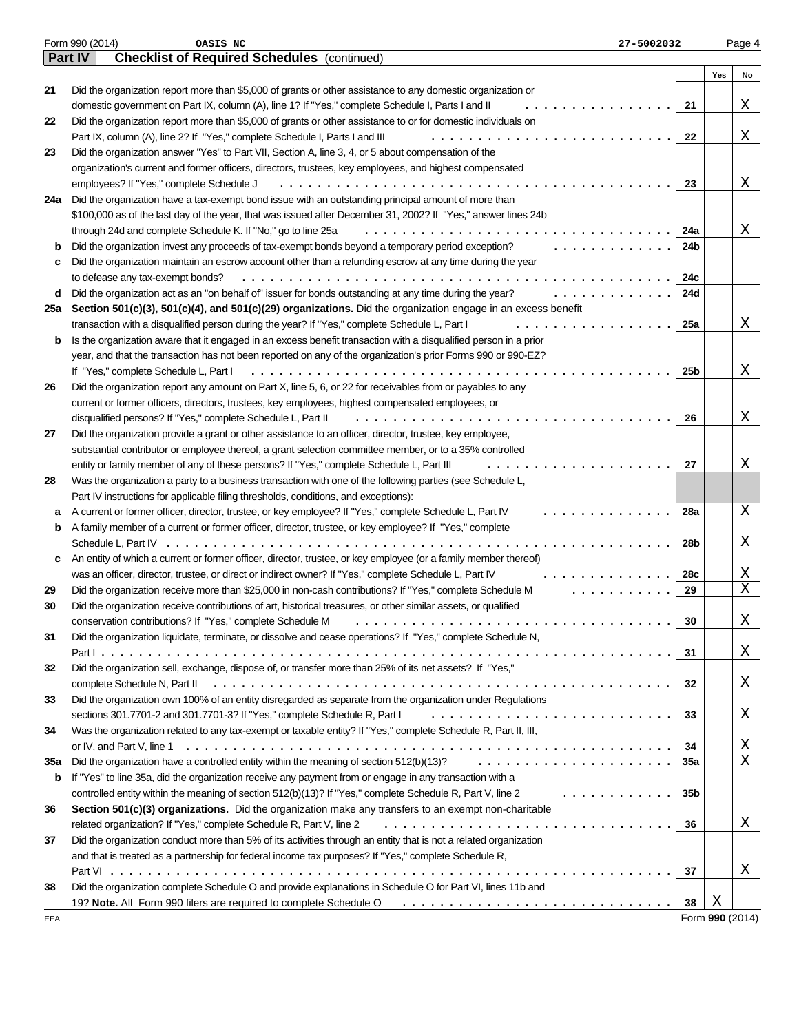Form 990 (2014) OASIS NC 27-5002032 Page **4**

**Part IV** **Checklist of Required Schedules** (continued)

| | | | Yes | No |
|---|---|---|---|---|
| 21 | Did the organization report more than $5,000 of grants or other assistance to any domestic organization or domestic government on Part IX, column (A), line 1? If "Yes," complete Schedule I, Parts I and II | 21 | | X |
| 22 | Did the organization report more than $5,000 of grants or other assistance to or for domestic individuals on Part IX, column (A), line 2? If "Yes," complete Schedule I, Parts I and III | 22 | | X |
| 23 | Did the organization answer "Yes" to Part VII, Section A, line 3, 4, or 5 about compensation of the organization's current and former officers, directors, trustees, key employees, and highest compensated employees? If "Yes," complete Schedule J | 23 | | X |
| 24a | Did the organization have a tax-exempt bond issue with an outstanding principal amount of more than $100,000 as of the last day of the year, that was issued after December 31, 2002? If "Yes," answer lines 24b through 24d and complete Schedule K. If "No," go to line 25a | 24a | | X |
| b | Did the organization invest any proceeds of tax-exempt bonds beyond a temporary period exception? | 24b | | |
| c | Did the organization maintain an escrow account other than a refunding escrow at any time during the year to defease any tax-exempt bonds? | 24c | | |
| d | Did the organization act as an "on behalf of" issuer for bonds outstanding at any time during the year? | 24d | | |
| 25a | **Section 501(c)(3), 501(c)(4), and 501(c)(29) organizations.** Did the organization engage in an excess benefit transaction with a disqualified person during the year? If "Yes," complete Schedule L, Part I | 25a | | X |
| b | Is the organization aware that it engaged in an excess benefit transaction with a disqualified person in a prior year, and that the transaction has not been reported on any of the organization's prior Forms 990 or 990-EZ? If "Yes," complete Schedule L, Part I | 25b | | X |
| 26 | Did the organization report any amount on Part X, line 5, 6, or 22 for receivables from or payables to any current or former officers, directors, trustees, key employees, highest compensated employees, or disqualified persons? If "Yes," complete Schedule L, Part II | 26 | | X |
| 27 | Did the organization provide a grant or other assistance to an officer, director, trustee, key employee, substantial contributor or employee thereof, a grant selection committee member, or to a 35% controlled entity or family member of any of these persons? If "Yes," complete Schedule L, Part III | 27 | | X |
| 28 | Was the organization a party to a business transaction with one of the following parties (see Schedule L, Part IV instructions for applicable filing thresholds, conditions, and exceptions): | | | |
| a | A current or former officer, director, trustee, or key employee? If "Yes," complete Schedule L, Part IV | 28a | | X |
| b | A family member of a current or former officer, director, trustee, or key employee? If "Yes," complete Schedule L, Part IV | 28b | | X |
| c | An entity of which a current or former officer, director, trustee, or key employee (or a family member thereof) was an officer, director, trustee, or direct or indirect owner? If "Yes," complete Schedule L, Part IV | 28c | | X |
| 29 | Did the organization receive more than $25,000 in non-cash contributions? If "Yes," complete Schedule M | 29 | | X |
| 30 | Did the organization receive contributions of art, historical treasures, or other similar assets, or qualified conservation contributions? If "Yes," complete Schedule M | 30 | | X |
| 31 | Did the organization liquidate, terminate, or dissolve and cease operations? If "Yes," complete Schedule N, Part I | 31 | | X |
| 32 | Did the organization sell, exchange, dispose of, or transfer more than 25% of its net assets? If "Yes," complete Schedule N, Part II | 32 | | X |
| 33 | Did the organization own 100% of an entity disregarded as separate from the organization under Regulations sections 301.7701-2 and 301.7701-3? If "Yes," complete Schedule R, Part I | 33 | | X |
| 34 | Was the organization related to any tax-exempt or taxable entity? If "Yes," complete Schedule R, Part II, III, or IV, and Part V, line 1 | 34 | | X |
| 35a | Did the organization have a controlled entity within the meaning of section 512(b)(13)? | 35a | | X |
| b | If "Yes" to line 35a, did the organization receive any payment from or engage in any transaction with a controlled entity within the meaning of section 512(b)(13)? If "Yes," complete Schedule R, Part V, line 2 | 35b | | |
| 36 | **Section 501(c)(3) organizations.** Did the organization make any transfers to an exempt non-charitable related organization? If "Yes," complete Schedule R, Part V, line 2 | 36 | | X |
| 37 | Did the organization conduct more than 5% of its activities through an entity that is not a related organization and that is treated as a partnership for federal income tax purposes? If "Yes," complete Schedule R, Part VI | 37 | | X |
| 38 | Did the organization complete Schedule O and provide explanations in Schedule O for Part VI, lines 11b and 19? **Note.** All Form 990 filers are required to complete Schedule O | 38 | X | |

EEA Form **990** (2014)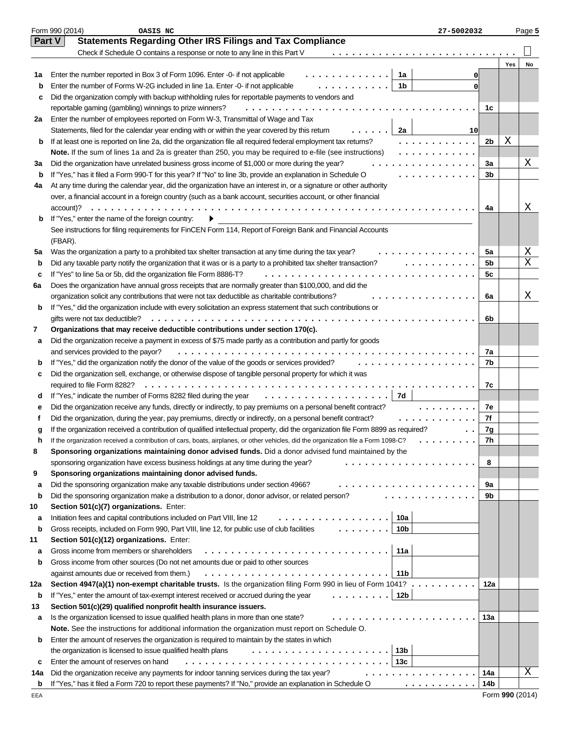Form 990 (2014) OASIS NC 27-5002032 Page 5

## Part V Statements Regarding Other IRS Filings and Tax Compliance

Check if Schedule O contains a response or note to any line in this Part V ☐

| | | | | | Yes | No |
|---|---|---|---|---|---|---|
| 1a | Enter the number reported in Box 3 of Form 1096. Enter -0- if not applicable | 1a | 0 | | | |
| b | Enter the number of Forms W-2G included in line 1a. Enter -0- if not applicable | 1b | 0 | | | |
| c | Did the organization comply with backup withholding rules for reportable payments to vendors and reportable gaming (gambling) winnings to prize winners? | | | 1c | | |
| 2a | Enter the number of employees reported on Form W-3, Transmittal of Wage and Tax Statements, filed for the calendar year ending with or within the year covered by this return | 2a | 10 | | | |
| b | If at least one is reported on line 2a, did the organization file all required federal employment tax returns? | | | 2b | X | |
| | **Note.** If the sum of lines 1a and 2a is greater than 250, you may be required to e-file (see instructions) | | | | | |
| 3a | Did the organization have unrelated business gross income of $1,000 or more during the year? | | | 3a | | X |
| b | If "Yes," has it filed a Form 990-T for this year? If "No" to line 3b, provide an explanation in Schedule O | | | 3b | | |
| 4a | At any time during the calendar year, did the organization have an interest in, or a signature or other authority over, a financial account in a foreign country (such as a bank account, securities account, or other financial account)? | | | 4a | | X |
| b | If "Yes," enter the name of the foreign country: ▶ | | | | | |
| | See instructions for filing requirements for FinCEN Form 114, Report of Foreign Bank and Financial Accounts (FBAR). | | | | | |
| 5a | Was the organization a party to a prohibited tax shelter transaction at any time during the tax year? | | | 5a | | X |
| b | Did any taxable party notify the organization that it was or is a party to a prohibited tax shelter transaction? | | | 5b | | X |
| c | If "Yes" to line 5a or 5b, did the organization file Form 8886-T? | | | 5c | | |
| 6a | Does the organization have annual gross receipts that are normally greater than $100,000, and did the organization solicit any contributions that were not tax deductible as charitable contributions? | | | 6a | | X |
| b | If "Yes," did the organization include with every solicitation an express statement that such contributions or gifts were not tax deductible? | | | 6b | | |
| 7 | **Organizations that may receive deductible contributions under section 170(c).** | | | | | |
| a | Did the organization receive a payment in excess of $75 made partly as a contribution and partly for goods and services provided to the payor? | | | 7a | | |
| b | If "Yes," did the organization notify the donor of the value of the goods or services provided? | | | 7b | | |
| c | Did the organization sell, exchange, or otherwise dispose of tangible personal property for which it was required to file Form 8282? | | | 7c | | |
| d | If "Yes," indicate the number of Forms 8282 filed during the year | 7d | | | | |
| e | Did the organization receive any funds, directly or indirectly, to pay premiums on a personal benefit contract? | | | 7e | | |
| f | Did the organization, during the year, pay premiums, directly or indirectly, on a personal benefit contract? | | | 7f | | |
| g | If the organization received a contribution of qualified intellectual property, did the organization file Form 8899 as required? | | | 7g | | |
| h | If the organization received a contribution of cars, boats, airplanes, or other vehicles, did the organization file a Form 1098-C? | | | 7h | | |
| 8 | **Sponsoring organizations maintaining donor advised funds.** Did a donor advised fund maintained by the sponsoring organization have excess business holdings at any time during the year? | | | 8 | | |
| 9 | **Sponsoring organizations maintaining donor advised funds.** | | | | | |
| a | Did the sponsoring organization make any taxable distributions under section 4966? | | | 9a | | |
| b | Did the sponsoring organization make a distribution to a donor, donor advisor, or related person? | | | 9b | | |
| 10 | **Section 501(c)(7) organizations.** Enter: | | | | | |
| a | Initiation fees and capital contributions included on Part VIII, line 12 | 10a | | | | |
| b | Gross receipts, included on Form 990, Part VIII, line 12, for public use of club facilities | 10b | | | | |
| 11 | **Section 501(c)(12) organizations.** Enter: | | | | | |
| a | Gross income from members or shareholders | 11a | | | | |
| b | Gross income from other sources (Do not net amounts due or paid to other sources against amounts due or received from them.) | 11b | | | | |
| 12a | **Section 4947(a)(1) non-exempt charitable trusts.** Is the organization filing Form 990 in lieu of Form 1041? | | | 12a | | |
| b | If "Yes," enter the amount of tax-exempt interest received or accrued during the year | 12b | | | | |
| 13 | **Section 501(c)(29) qualified nonprofit health insurance issuers.** | | | | | |
| a | Is the organization licensed to issue qualified health plans in more than one state? | | | 13a | | |
| | **Note.** See the instructions for additional information the organization must report on Schedule O. | | | | | |
| b | Enter the amount of reserves the organization is required to maintain by the states in which the organization is licensed to issue qualified health plans | 13b | | | | |
| c | Enter the amount of reserves on hand | 13c | | | | |
| 14a | Did the organization receive any payments for indoor tanning services during the tax year? | | | 14a | | X |
| b | If "Yes," has it filed a Form 720 to report these payments? If "No," provide an explanation in Schedule O | | | 14b | | |

EEA Form 990 (2014)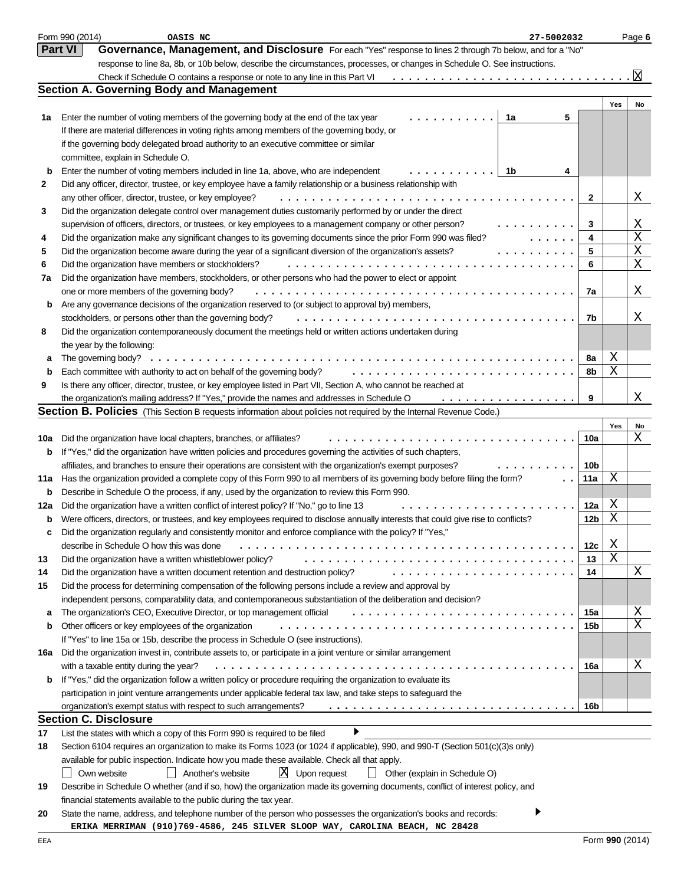Form 990 (2014) OASIS NC 27-5002032 Page 6

## Part VI Governance, Management, and Disclosure

For each "Yes" response to lines 2 through 7b below, and for a "No" response to line 8a, 8b, or 10b below, describe the circumstances, processes, or changes in Schedule O. See instructions.

Check if Schedule O contains a response or note to any line in this Part VI . . . . . . . . . . . . . . . . . . . . . . . . . . . . . . . [X]

### Section A. Governing Body and Management

| | | | | Yes | No |
|---|---|---|---|---|---|
| 1a | Enter the number of voting members of the governing body at the end of the tax year . . . . . . . . . . . If there are material differences in voting rights among members of the governing body, or if the governing body delegated broad authority to an executive committee or similar committee, explain in Schedule O. | 1a 5 | | | |
| b | Enter the number of voting members included in line 1a, above, who are independent . . . . . . . . . . . | 1b 4 | | | |
| 2 | Did any officer, director, trustee, or key employee have a family relationship or a business relationship with any other officer, director, trustee, or key employee? | | 2 | | X |
| 3 | Did the organization delegate control over management duties customarily performed by or under the direct supervision of officers, directors, or trustees, or key employees to a management company or other person? | | 3 | | X |
| 4 | Did the organization make any significant changes to its governing documents since the prior Form 990 was filed? | | 4 | | X |
| 5 | Did the organization become aware during the year of a significant diversion of the organization's assets? | | 5 | | X |
| 6 | Did the organization have members or stockholders? | | 6 | | X |
| 7a | Did the organization have members, stockholders, or other persons who had the power to elect or appoint one or more members of the governing body? | | 7a | | X |
| b | Are any governance decisions of the organization reserved to (or subject to approval by) members, stockholders, or persons other than the governing body? | | 7b | | X |
| 8 | Did the organization contemporaneously document the meetings held or written actions undertaken during the year by the following: | | | | |
| a | The governing body? | | 8a | X | |
| b | Each committee with authority to act on behalf of the governing body? | | 8b | X | |
| 9 | Is there any officer, director, trustee, or key employee listed in Part VII, Section A, who cannot be reached at the organization's mailing address? If "Yes," provide the names and addresses in Schedule O | | 9 | | X |

### Section B. Policies (This Section B requests information about policies not required by the Internal Revenue Code.)

| | | | Yes | No |
|---|---|---|---|---|
| 10a | Did the organization have local chapters, branches, or affiliates? | 10a | | X |
| b | If "Yes," did the organization have written policies and procedures governing the activities of such chapters, affiliates, and branches to ensure their operations are consistent with the organization's exempt purposes? | 10b | | |
| 11a | Has the organization provided a complete copy of this Form 990 to all members of its governing body before filing the form? | 11a | X | |
| b | Describe in Schedule O the process, if any, used by the organization to review this Form 990. | | | |
| 12a | Did the organization have a written conflict of interest policy? If "No," go to line 13 | 12a | X | |
| b | Were officers, directors, or trustees, and key employees required to disclose annually interests that could give rise to conflicts? | 12b | X | |
| c | Did the organization regularly and consistently monitor and enforce compliance with the policy? If "Yes," describe in Schedule O how this was done | 12c | X | |
| 13 | Did the organization have a written whistleblower policy? | 13 | X | |
| 14 | Did the organization have a written document retention and destruction policy? | 14 | | X |
| 15 | Did the process for determining compensation of the following persons include a review and approval by independent persons, comparability data, and contemporaneous substantiation of the deliberation and decision? | | | |
| a | The organization's CEO, Executive Director, or top management official | 15a | | X |
| b | Other officers or key employees of the organization | 15b | | X |
| | If "Yes" to line 15a or 15b, describe the process in Schedule O (see instructions). | | | |
| 16a | Did the organization invest in, contribute assets to, or participate in a joint venture or similar arrangement with a taxable entity during the year? | 16a | | X |
| b | If "Yes," did the organization follow a written policy or procedure requiring the organization to evaluate its participation in joint venture arrangements under applicable federal tax law, and take steps to safeguard the organization's exempt status with respect to such arrangements? | 16b | | |

### Section C. Disclosure

17 List the states with which a copy of this Form 990 is required to be filed ▶

18 Section 6104 requires an organization to make its Forms 1023 (or 1024 if applicable), 990, and 990-T (Section 501(c)(3)s only) available for public inspection. Indicate how you made these available. Check all that apply.

[ ] Own website [ ] Another's website [X] Upon request [ ] Other (explain in Schedule O)

19 Describe in Schedule O whether (and if so, how) the organization made its governing documents, conflict of interest policy, and financial statements available to the public during the tax year.

20 State the name, address, and telephone number of the person who possesses the organization's books and records: ▶

ERIKA MERRIMAN (910)769-4586, 245 SILVER SLOOP WAY, CAROLINA BEACH, NC 28428

EEA Form 990 (2014)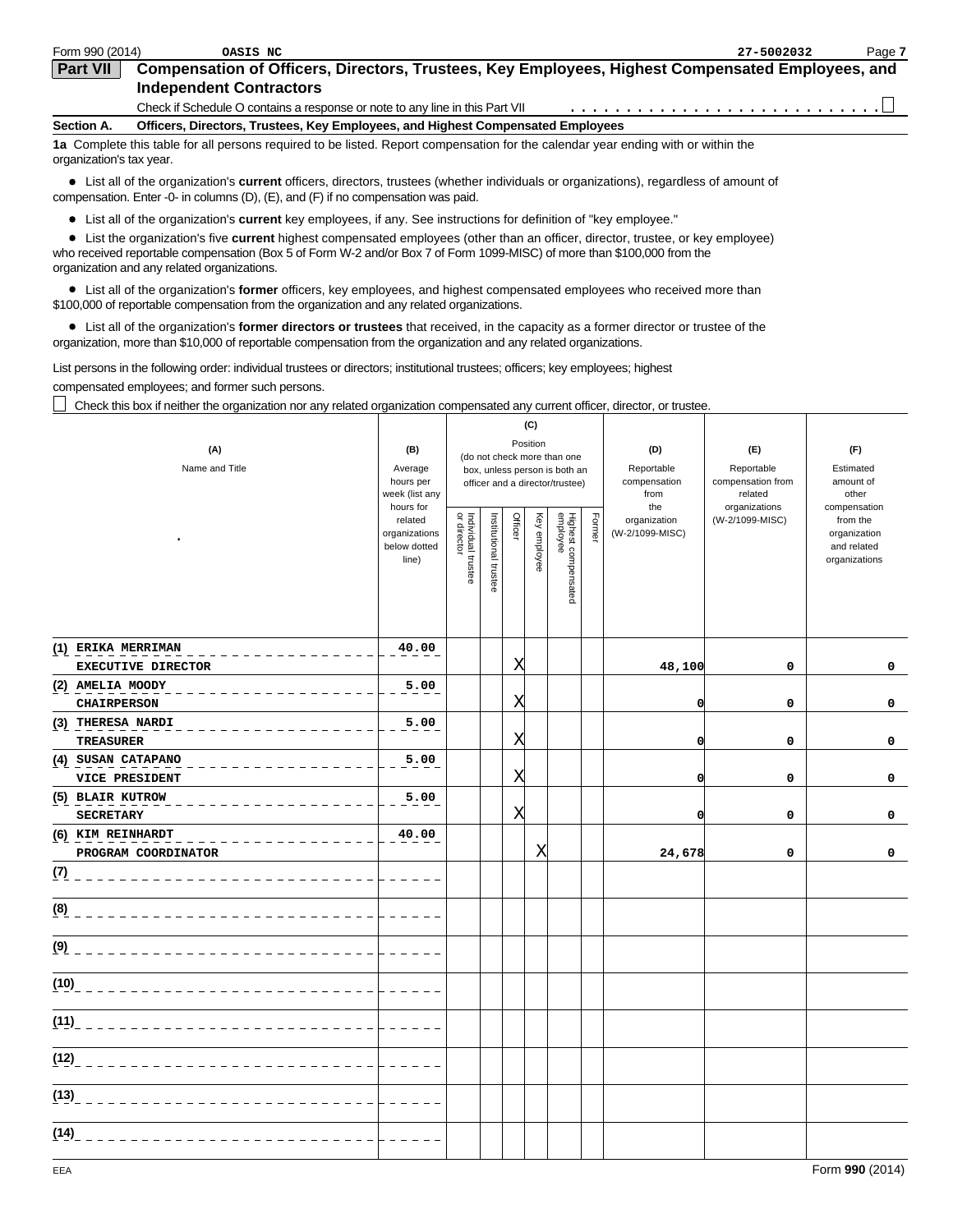Form 990 (2014) OASIS NC 27-5002032

**Part VII** **Compensation of Officers, Directors, Trustees, Key Employees, Highest Compensated Employees, and Independent Contractors**

Check if Schedule O contains a response or note to any line in this Part VII . . . . . . . . . . . . . . . . . . . . . . . . . . . ☐

**Section A. Officers, Directors, Trustees, Key Employees, and Highest Compensated Employees**

**1a** Complete this table for all persons required to be listed. Report compensation for the calendar year ending with or within the organization's tax year.

- List all of the organization's **current** officers, directors, trustees (whether individuals or organizations), regardless of amount of compensation. Enter -0- in columns (D), (E), and (F) if no compensation was paid.
- List all of the organization's **current** key employees, if any. See instructions for definition of "key employee."
- List the organization's five **current** highest compensated employees (other than an officer, director, trustee, or key employee) who received reportable compensation (Box 5 of Form W-2 and/or Box 7 of Form 1099-MISC) of more than $100,000 from the organization and any related organizations.
- List all of the organization's **former** officers, key employees, and highest compensated employees who received more than $100,000 of reportable compensation from the organization and any related organizations.
- List all of the organization's **former directors or trustees** that received, in the capacity as a former director or trustee of the organization, more than $10,000 of reportable compensation from the organization and any related organizations.

List persons in the following order: individual trustees or directors; institutional trustees; officers; key employees; highest compensated employees; and former such persons.

☐ Check this box if neither the organization nor any related organization compensated any current officer, director, or trustee.

| (A) Name and Title | (B) Average hours per week (list any hours for related organizations below dotted line) | (C) Position (do not check more than one box, unless person is both an officer and a director/trustee) | | | | | | (D) Reportable compensation from the organization (W-2/1099-MISC) | (E) Reportable compensation from related organizations (W-2/1099-MISC) | (F) Estimated amount of other compensation from the organization and related organizations |
|---|---|---|---|---|---|---|---|---|---|---|
| | | Individual trustee or director | Institutional trustee | Officer | Key employee | Highest compensated employee | Former | | | |
| (1) ERIKA MERRIMAN<br>EXECUTIVE DIRECTOR | 40.00 | | | X | | | | 48,100 | 0 | 0 |
| (2) AMELIA MOODY<br>CHAIRPERSON | 5.00 | | | X | | | | 0 | 0 | 0 |
| (3) THERESA NARDI<br>TREASURER | 5.00 | | | X | | | | 0 | 0 | 0 |
| (4) SUSAN CATAPANO<br>VICE PRESIDENT | 5.00 | | | X | | | | 0 | 0 | 0 |
| (5) BLAIR KUTROW<br>SECRETARY | 5.00 | | | X | | | | 0 | 0 | 0 |
| (6) KIM REINHARDT<br>PROGRAM COORDINATOR | 40.00 | | | | X | | | 24,678 | 0 | 0 |
| (7) | | | | | | | | | | |
| (8) | | | | | | | | | | |
| (9) | | | | | | | | | | |
| (10) | | | | | | | | | | |
| (11) | | | | | | | | | | |
| (12) | | | | | | | | | | |
| (13) | | | | | | | | | | |
| (14) | | | | | | | | | | |

Form **990** (2014)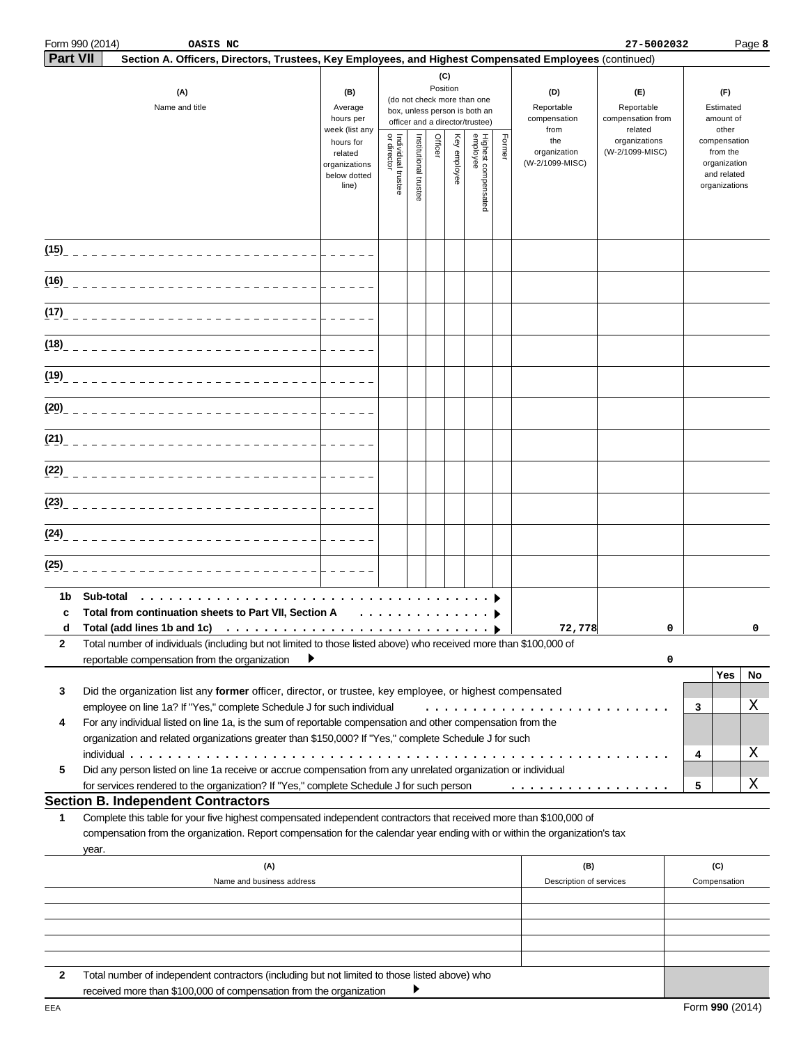Form 990 (2014) OASIS NC 27-5002032 Page 8

**Part VII** **Section A. Officers, Directors, Trustees, Key Employees, and Highest Compensated Employees** (continued)

| (A) Name and title | (B) Average hours per week (list any hours for related organizations below dotted line) | (C) Position (do not check more than one box, unless person is both an officer and a director/trustee): Individual trustee or director | Institutional trustee | Officer | Key employee | Highest compensated employee | Former | (D) Reportable compensation from the organization (W-2/1099-MISC) | (E) Reportable compensation from related organizations (W-2/1099-MISC) | (F) Estimated amount of other compensation from the organization and related organizations |
|---|---|---|---|---|---|---|---|---|---|---|
| (15) | | | | | | | | | | |
| (16) | | | | | | | | | | |
| (17) | | | | | | | | | | |
| (18) | | | | | | | | | | |
| (19) | | | | | | | | | | |
| (20) | | | | | | | | | | |
| (21) | | | | | | | | | | |
| (22) | | | | | | | | | | |
| (23) | | | | | | | | | | |
| (24) | | | | | | | | | | |
| (25) | | | | | | | | | | |

| | | (D) | (E) | (F) |
|---|---|---|---|---|
| 1b | Sub-total | | | |
| c | Total from continuation sheets to Part VII, Section A | | | |
| d | Total (add lines 1b and 1c) | 72,778 | 0 | 0 |

2 Total number of individuals (including but not limited to those listed above) who received more than $100,000 of reportable compensation from the organization ▶ 0

| | | | Yes | No |
|---|---|---|---|---|
| 3 | Did the organization list any **former** officer, director, or trustee, key employee, or highest compensated employee on line 1a? If "Yes," complete Schedule J for such individual | 3 | | X |
| 4 | For any individual listed on line 1a, is the sum of reportable compensation and other compensation from the organization and related organizations greater than $150,000? If "Yes," complete Schedule J for such individual | 4 | | X |
| 5 | Did any person listed on line 1a receive or accrue compensation from any unrelated organization or individual for services rendered to the organization? If "Yes," complete Schedule J for such person | 5 | | X |

## Section B. Independent Contractors

1 Complete this table for your five highest compensated independent contractors that received more than $100,000 of compensation from the organization. Report compensation for the calendar year ending with or within the organization's tax year.

| (A) Name and business address | (B) Description of services | (C) Compensation |
|---|---|---|
| | | |
| | | |
| | | |
| | | |
| | | |

2 Total number of independent contractors (including but not limited to those listed above) who received more than $100,000 of compensation from the organization ▶

EEA Form **990** (2014)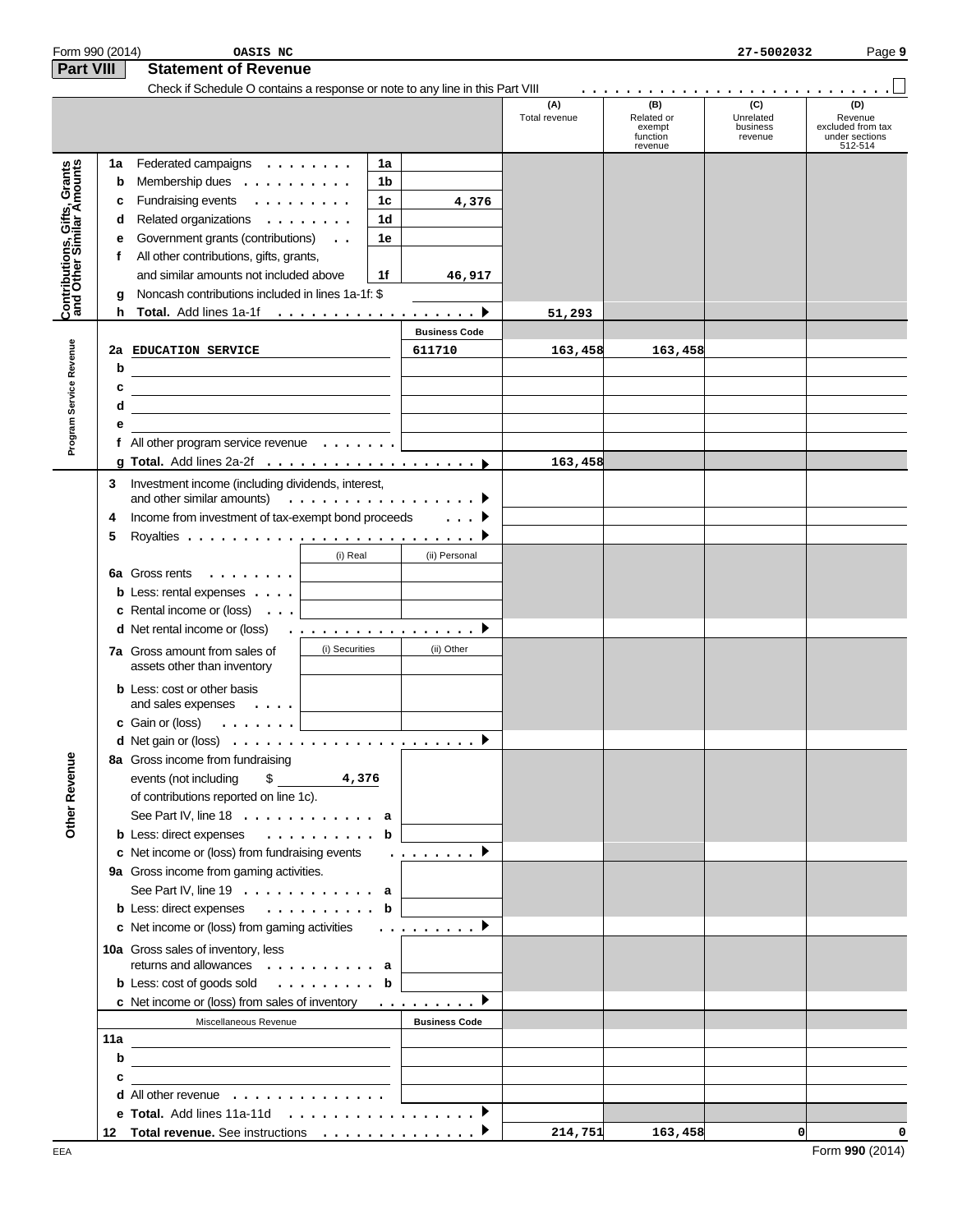Form 990 (2014) OASIS NC 27-5002032

## Part VIII Statement of Revenue

Check if Schedule O contains a response or note to any line in this Part VIII . . . . . . . . . . . . . . . . . . . . . . . . . . . ☐

| | | | | (A) Total revenue | (B) Related or exempt function revenue | (C) Unrelated business revenue | (D) Revenue excluded from tax under sections 512-514 |
|---|---|---|---|---|---|---|---|
| **Contributions, Gifts, Grants and Other Similar Amounts** | 1a Federated campaigns | 1a | | | | | |
| | b Membership dues | 1b | | | | | |
| | c Fundraising events | 1c | 4,376 | | | | |
| | d Related organizations | 1d | | | | | |
| | e Government grants (contributions) | 1e | | | | | |
| | f All other contributions, gifts, grants, and similar amounts not included above | 1f | 46,917 | | | | |
| | g Noncash contributions included in lines 1a-1f: $ | | | | | | |
| | h **Total.** Add lines 1a-1f | | | 51,293 | | | |
| **Program Service Revenue** | | | Business Code | | | | |
| | 2a EDUCATION SERVICE | | 611710 | 163,458 | 163,458 | | |
| | b | | | | | | |
| | c | | | | | | |
| | d | | | | | | |
| | e | | | | | | |
| | f All other program service revenue | | | | | | |
| | g **Total.** Add lines 2a-2f | | | 163,458 | | | |
| **Other Revenue** | 3 Investment income (including dividends, interest, and other similar amounts) | | | | | | |
| | 4 Income from investment of tax-exempt bond proceeds | | | | | | |
| | 5 Royalties | | | | | | |
| | | (i) Real | (ii) Personal | | | | |
| | 6a Gross rents | | | | | | |
| | b Less: rental expenses | | | | | | |
| | c Rental income or (loss) | | | | | | |
| | d Net rental income or (loss) | | | | | | |
| | | (i) Securities | (ii) Other | | | | |
| | 7a Gross amount from sales of assets other than inventory | | | | | | |
| | b Less: cost or other basis and sales expenses | | | | | | |
| | c Gain or (loss) | | | | | | |
| | d Net gain or (loss) | | | | | | |
| | 8a Gross income from fundraising events (not including $ 4,376 of contributions reported on line 1c). See Part IV, line 18 | a | | | | | |
| | b Less: direct expenses | b | | | | | |
| | c Net income or (loss) from fundraising events | | | | | | |
| | 9a Gross income from gaming activities. See Part IV, line 19 | a | | | | | |
| | b Less: direct expenses | b | | | | | |
| | c Net income or (loss) from gaming activities | | | | | | |
| | 10a Gross sales of inventory, less returns and allowances | a | | | | | |
| | b Less: cost of goods sold | b | | | | | |
| | c Net income or (loss) from sales of inventory | | | | | | |
| | Miscellaneous Revenue | | Business Code | | | | |
| | 11a | | | | | | |
| | b | | | | | | |
| | c | | | | | | |
| | d All other revenue | | | | | | |
| | e **Total.** Add lines 11a-11d | | | | | | |
| | 12 **Total revenue.** See instructions | | | 214,751 | 163,458 | 0 | 0 |

EEA Form **990** (2014)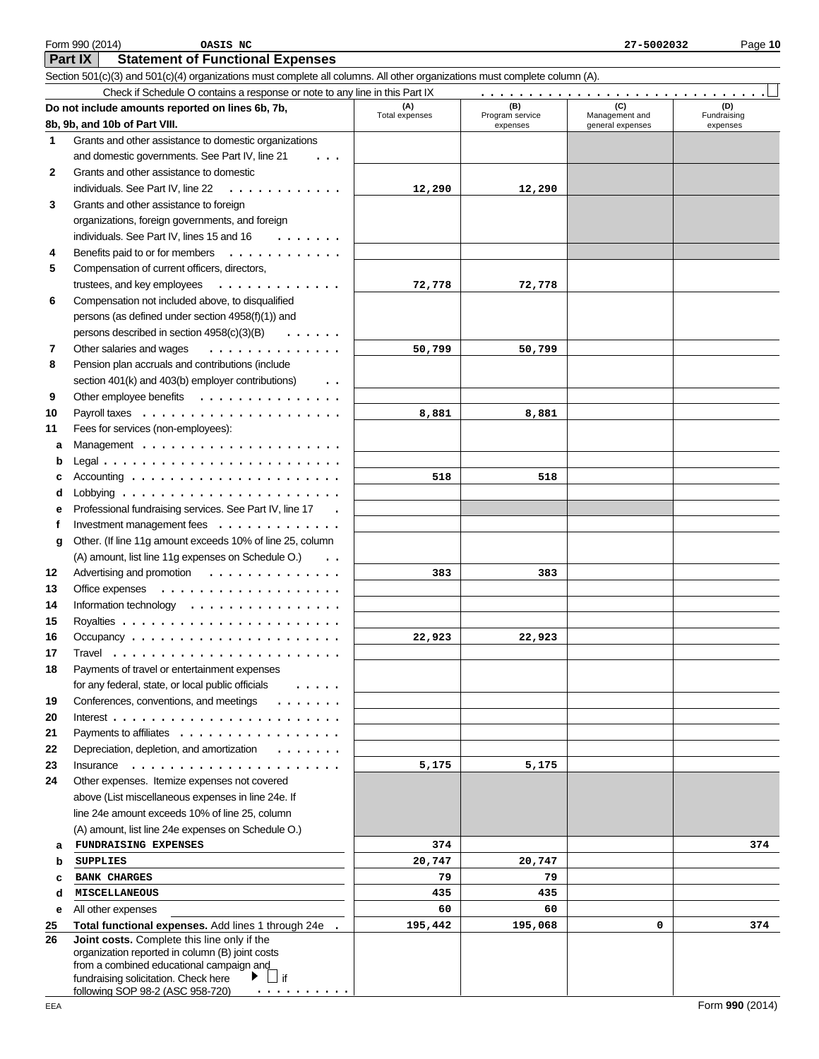Form 990 (2014) OASIS NC 27-5002032

## Part IX Statement of Functional Expenses

Section 501(c)(3) and 501(c)(4) organizations must complete all columns. All other organizations must complete column (A).

Check if Schedule O contains a response or note to any line in this Part IX ☐

| | Do not include amounts reported on lines 6b, 7b, 8b, 9b, and 10b of Part VIII. | (A) Total expenses | (B) Program service expenses | (C) Management and general expenses | (D) Fundraising expenses |
|---|---|---|---|---|---|
| 1 | Grants and other assistance to domestic organizations and domestic governments. See Part IV, line 21 | | | | |
| 2 | Grants and other assistance to domestic individuals. See Part IV, line 22 | 12,290 | 12,290 | | |
| 3 | Grants and other assistance to foreign organizations, foreign governments, and foreign individuals. See Part IV, lines 15 and 16 | | | | |
| 4 | Benefits paid to or for members | | | | |
| 5 | Compensation of current officers, directors, trustees, and key employees | 72,778 | 72,778 | | |
| 6 | Compensation not included above, to disqualified persons (as defined under section 4958(f)(1)) and persons described in section 4958(c)(3)(B) | | | | |
| 7 | Other salaries and wages | 50,799 | 50,799 | | |
| 8 | Pension plan accruals and contributions (include section 401(k) and 403(b) employer contributions) | | | | |
| 9 | Other employee benefits | | | | |
| 10 | Payroll taxes | 8,881 | 8,881 | | |
| 11 | Fees for services (non-employees): | | | | |
| a | Management | | | | |
| b | Legal | | | | |
| c | Accounting | 518 | 518 | | |
| d | Lobbying | | | | |
| e | Professional fundraising services. See Part IV, line 17 | | | | |
| f | Investment management fees | | | | |
| g | Other. (If line 11g amount exceeds 10% of line 25, column (A) amount, list line 11g expenses on Schedule O.) | | | | |
| 12 | Advertising and promotion | 383 | 383 | | |
| 13 | Office expenses | | | | |
| 14 | Information technology | | | | |
| 15 | Royalties | | | | |
| 16 | Occupancy | 22,923 | 22,923 | | |
| 17 | Travel | | | | |
| 18 | Payments of travel or entertainment expenses for any federal, state, or local public officials | | | | |
| 19 | Conferences, conventions, and meetings | | | | |
| 20 | Interest | | | | |
| 21 | Payments to affiliates | | | | |
| 22 | Depreciation, depletion, and amortization | | | | |
| 23 | Insurance | 5,175 | 5,175 | | |
| 24 | Other expenses. Itemize expenses not covered above (List miscellaneous expenses in line 24e. If line 24e amount exceeds 10% of line 25, column (A) amount, list line 24e expenses on Schedule O.) | | | | |
| a | FUNDRAISING EXPENSES | 374 | | | 374 |
| b | SUPPLIES | 20,747 | 20,747 | | |
| c | BANK CHARGES | 79 | 79 | | |
| d | MISCELLANEOUS | 435 | 435 | | |
| e | All other expenses | 60 | 60 | | |
| 25 | **Total functional expenses.** Add lines 1 through 24e | 195,442 | 195,068 | 0 | 374 |
| 26 | **Joint costs.** Complete this line only if the organization reported in column (B) joint costs from a combined educational campaign and fundraising solicitation. Check here ▶ ☐ if following SOP 98-2 (ASC 958-720) | | | | |

EEA Form **990** (2014)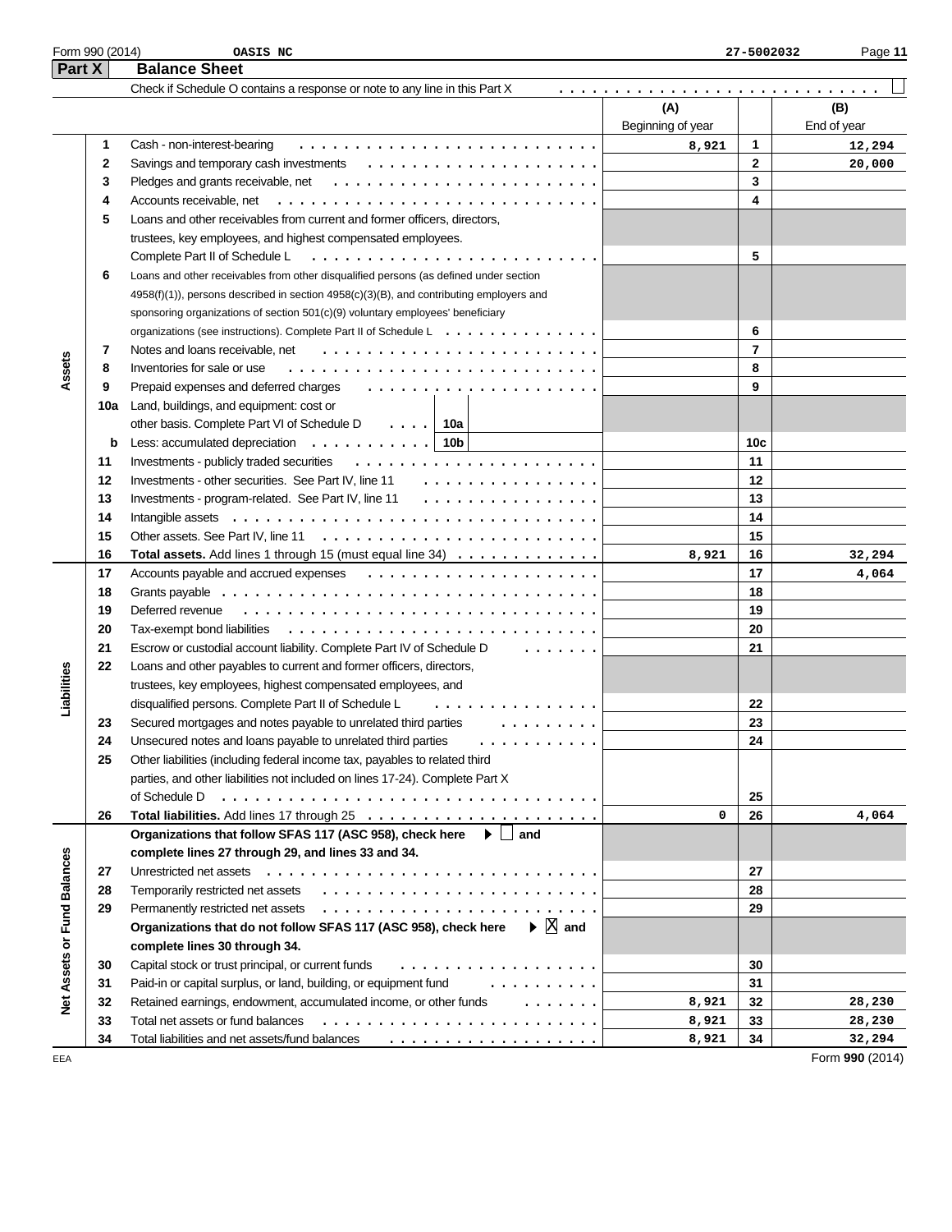Form 990 (2014) OASIS NC 27-5002032

## Part X Balance Sheet

Check if Schedule O contains a response or note to any line in this Part X . . . . . . . . . . . . . . . . . . . . . . . . . . . . ☐

| Section | Line | Description | (A) Beginning of year | | (B) End of year |
|---|---|---|---|---|---|
| Assets | 1 | Cash - non-interest-bearing | 8,921 | 1 | 12,294 |
| | 2 | Savings and temporary cash investments | | 2 | 20,000 |
| | 3 | Pledges and grants receivable, net | | 3 | |
| | 4 | Accounts receivable, net | | 4 | |
| | 5 | Loans and other receivables from current and former officers, directors, trustees, key employees, and highest compensated employees. Complete Part II of Schedule L | | 5 | |
| | 6 | Loans and other receivables from other disqualified persons (as defined under section 4958(f)(1)), persons described in section 4958(c)(3)(B), and contributing employers and sponsoring organizations of section 501(c)(9) voluntary employees' beneficiary organizations (see instructions). Complete Part II of Schedule L | | 6 | |
| | 7 | Notes and loans receivable, net | | 7 | |
| | 8 | Inventories for sale or use | | 8 | |
| | 9 | Prepaid expenses and deferred charges | | 9 | |
| | 10a | Land, buildings, and equipment: cost or other basis. Complete Part VI of Schedule D . . . . 10a | | | |
| | b | Less: accumulated depreciation . . . . . . . . . . 10b | | 10c | |
| | 11 | Investments - publicly traded securities | | 11 | |
| | 12 | Investments - other securities. See Part IV, line 11 | | 12 | |
| | 13 | Investments - program-related. See Part IV, line 11 | | 13 | |
| | 14 | Intangible assets | | 14 | |
| | 15 | Other assets. See Part IV, line 11 | | 15 | |
| | 16 | **Total assets.** Add lines 1 through 15 (must equal line 34) | 8,921 | 16 | 32,294 |
| Liabilities | 17 | Accounts payable and accrued expenses | | 17 | 4,064 |
| | 18 | Grants payable | | 18 | |
| | 19 | Deferred revenue | | 19 | |
| | 20 | Tax-exempt bond liabilities | | 20 | |
| | 21 | Escrow or custodial account liability. Complete Part IV of Schedule D | | 21 | |
| | 22 | Loans and other payables to current and former officers, directors, trustees, key employees, highest compensated employees, and disqualified persons. Complete Part II of Schedule L | | 22 | |
| | 23 | Secured mortgages and notes payable to unrelated third parties | | 23 | |
| | 24 | Unsecured notes and loans payable to unrelated third parties | | 24 | |
| | 25 | Other liabilities (including federal income tax, payables to related third parties, and other liabilities not included on lines 17-24). Complete Part X of Schedule D | | 25 | |
| | 26 | **Total liabilities.** Add lines 17 through 25 | 0 | 26 | 4,064 |
| Net Assets or Fund Balances | | **Organizations that follow SFAS 117 (ASC 958), check here ▶ ☐ and complete lines 27 through 29, and lines 33 and 34.** | | | |
| | 27 | Unrestricted net assets | | 27 | |
| | 28 | Temporarily restricted net assets | | 28 | |
| | 29 | Permanently restricted net assets | | 29 | |
| | | **Organizations that do not follow SFAS 117 (ASC 958), check here ▶ ☒ and complete lines 30 through 34.** | | | |
| | 30 | Capital stock or trust principal, or current funds | | 30 | |
| | 31 | Paid-in or capital surplus, or land, building, or equipment fund | | 31 | |
| | 32 | Retained earnings, endowment, accumulated income, or other funds | 8,921 | 32 | 28,230 |
| | 33 | Total net assets or fund balances | 8,921 | 33 | 28,230 |
| | 34 | Total liabilities and net assets/fund balances | 8,921 | 34 | 32,294 |

EEA Form **990** (2014)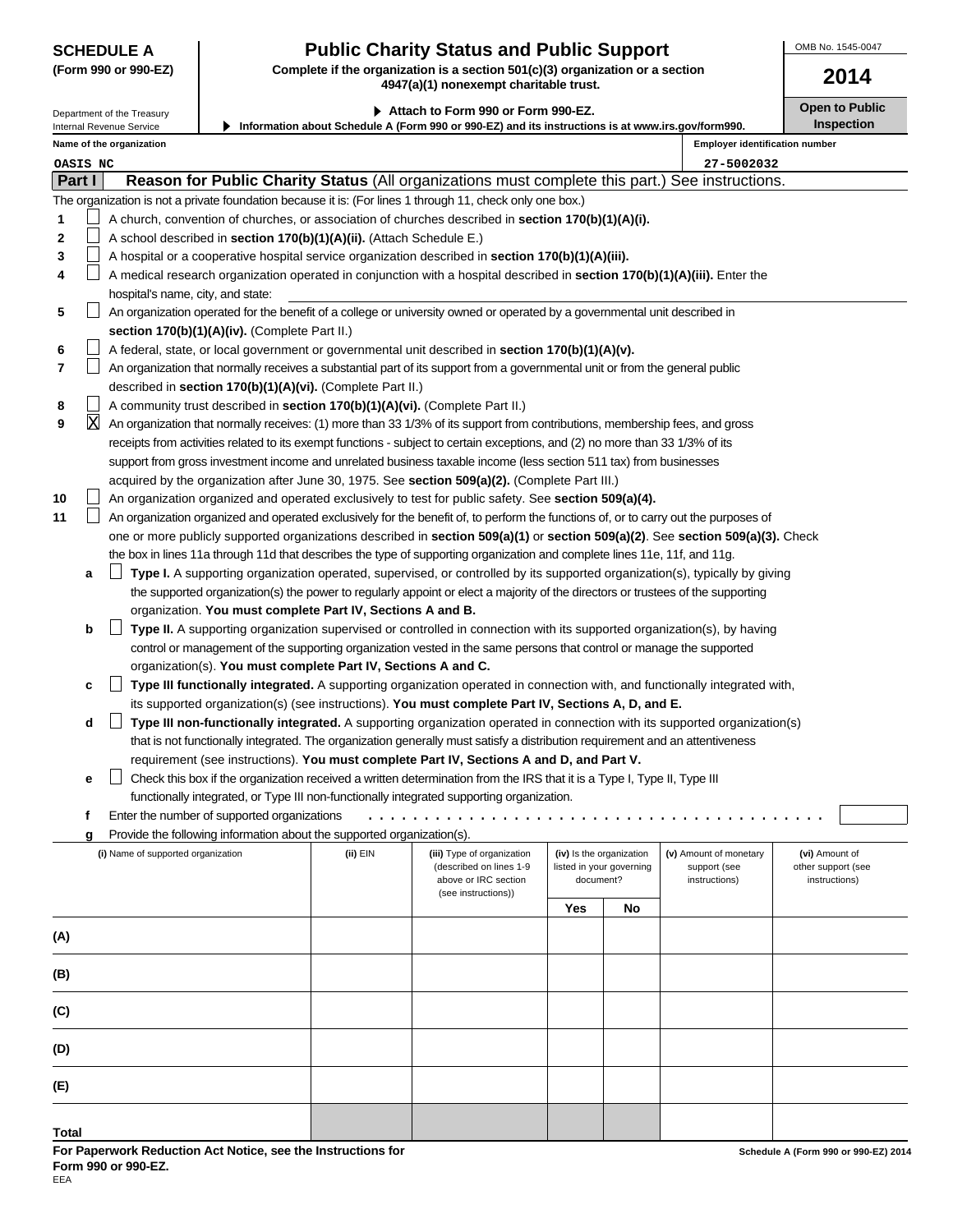**SCHEDULE A**
**(Form 990 or 990-EZ)**

Department of the Treasury
Internal Revenue Service

# Public Charity Status and Public Support

**Complete if the organization is a section 501(c)(3) organization or a section 4947(a)(1) nonexempt charitable trust.**

▶ **Attach to Form 990 or Form 990-EZ.**

▶ **Information about Schedule A (Form 990 or 990-EZ) and its instructions is at www.irs.gov/form990.**

OMB No. 1545-0047

**2014**

**Open to Public Inspection**

**Name of the organization**
OASIS NC

**Employer identification number**
27-5002032

## Part I — Reason for Public Charity Status (All organizations must complete this part.) See instructions.

The organization is not a private foundation because it is: (For lines 1 through 11, check only one box.)

1. ☐ A church, convention of churches, or association of churches described in **section 170(b)(1)(A)(i).**
2. ☐ A school described in **section 170(b)(1)(A)(ii).** (Attach Schedule E.)
3. ☐ A hospital or a cooperative hospital service organization described in **section 170(b)(1)(A)(iii).**
4. ☐ A medical research organization operated in conjunction with a hospital described in **section 170(b)(1)(A)(iii).** Enter the hospital's name, city, and state:
5. ☐ An organization operated for the benefit of a college or university owned or operated by a governmental unit described in **section 170(b)(1)(A)(iv).** (Complete Part II.)
6. ☐ A federal, state, or local government or governmental unit described in **section 170(b)(1)(A)(v).**
7. ☐ An organization that normally receives a substantial part of its support from a governmental unit or from the general public described in **section 170(b)(1)(A)(vi).** (Complete Part II.)
8. ☐ A community trust described in **section 170(b)(1)(A)(vi).** (Complete Part II.)
9. ☒ An organization that normally receives: (1) more than 33 1/3% of its support from contributions, membership fees, and gross receipts from activities related to its exempt functions - subject to certain exceptions, and (2) no more than 33 1/3% of its support from gross investment income and unrelated business taxable income (less section 511 tax) from businesses acquired by the organization after June 30, 1975. See **section 509(a)(2).** (Complete Part III.)
10. ☐ An organization organized and operated exclusively to test for public safety. See **section 509(a)(4).**
11. ☐ An organization organized and operated exclusively for the benefit of, to perform the functions of, or to carry out the purposes of one or more publicly supported organizations described in **section 509(a)(1)** or **section 509(a)(2)**. See **section 509(a)(3).** Check the box in lines 11a through 11d that describes the type of supporting organization and complete lines 11e, 11f, and 11g.
   - **a** ☐ **Type I.** A supporting organization operated, supervised, or controlled by its supported organization(s), typically by giving the supported organization(s) the power to regularly appoint or elect a majority of the directors or trustees of the supporting organization. **You must complete Part IV, Sections A and B.**
   - **b** ☐ **Type II.** A supporting organization supervised or controlled in connection with its supported organization(s), by having control or management of the supporting organization vested in the same persons that control or manage the supported organization(s). **You must complete Part IV, Sections A and C.**
   - **c** ☐ **Type III functionally integrated.** A supporting organization operated in connection with, and functionally integrated with, its supported organization(s) (see instructions). **You must complete Part IV, Sections A, D, and E.**
   - **d** ☐ **Type III non-functionally integrated.** A supporting organization operated in connection with its supported organization(s) that is not functionally integrated. The organization generally must satisfy a distribution requirement and an attentiveness requirement (see instructions). **You must complete Part IV, Sections A and D, and Part V.**
   - **e** ☐ Check this box if the organization received a written determination from the IRS that it is a Type I, Type II, Type III functionally integrated, or Type III non-functionally integrated supporting organization.
   - **f** Enter the number of supported organizations . . . . . . . . . . . . . . . . . . . . . . . . . . . . . . . . . . . . . . . . .
   - **g** Provide the following information about the supported organization(s).

| (i) Name of supported organization | (ii) EIN | (iii) Type of organization (described on lines 1-9 above or IRC section (see instructions)) | (iv) Is the organization listed in your governing document? Yes | No | (v) Amount of monetary support (see instructions) | (vi) Amount of other support (see instructions) |
|---|---|---|---|---|---|---|
| (A) | | | | | | |
| (B) | | | | | | |
| (C) | | | | | | |
| (D) | | | | | | |
| (E) | | | | | | |
| Total | | | | | | |

**For Paperwork Reduction Act Notice, see the Instructions for Form 990 or 990-EZ.**
EEA

**Schedule A (Form 990 or 990-EZ) 2014**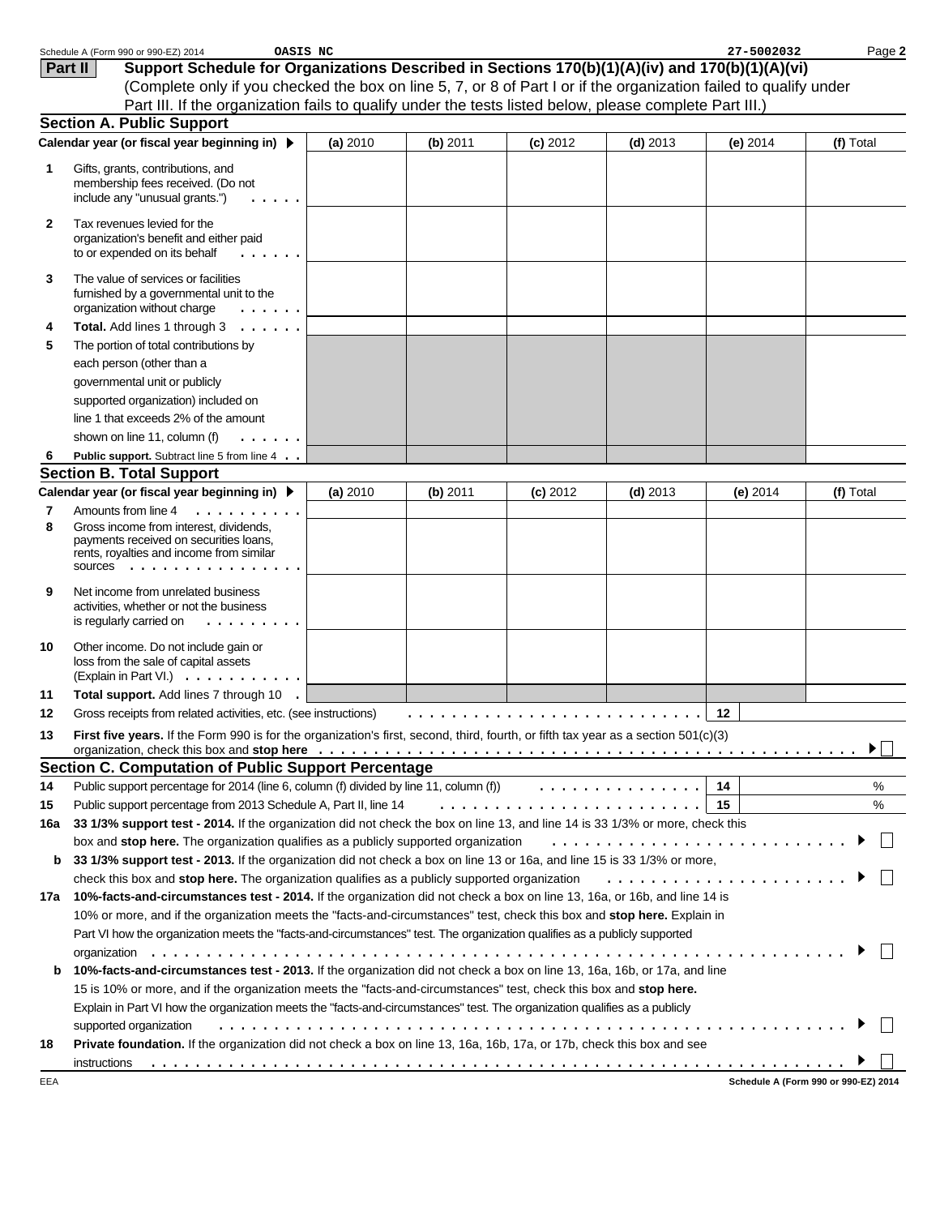Schedule A (Form 990 or 990-EZ) 2014 OASIS NC 27-5002032

**Part II** **Support Schedule for Organizations Described in Sections 170(b)(1)(A)(iv) and 170(b)(1)(A)(vi)**
(Complete only if you checked the box on line 5, 7, or 8 of Part I or if the organization failed to qualify under Part III. If the organization fails to qualify under the tests listed below, please complete Part III.)

## Section A. Public Support

| Calendar year (or fiscal year beginning in) ▶ | (a) 2010 | (b) 2011 | (c) 2012 | (d) 2013 | (e) 2014 | (f) Total |
|---|---|---|---|---|---|---|
| **1** Gifts, grants, contributions, and membership fees received. (Do not include any "unusual grants.") | | | | | | |
| **2** Tax revenues levied for the organization's benefit and either paid to or expended on its behalf | | | | | | |
| **3** The value of services or facilities furnished by a governmental unit to the organization without charge | | | | | | |
| **4** **Total.** Add lines 1 through 3 | | | | | | |
| **5** The portion of total contributions by each person (other than a governmental unit or publicly supported organization) included on line 1 that exceeds 2% of the amount shown on line 11, column (f) | | | | | | |
| **6** **Public support.** Subtract line 5 from line 4 | | | | | | |

## Section B. Total Support

| Calendar year (or fiscal year beginning in) ▶ | (a) 2010 | (b) 2011 | (c) 2012 | (d) 2013 | (e) 2014 | (f) Total |
|---|---|---|---|---|---|---|
| **7** Amounts from line 4 | | | | | | |
| **8** Gross income from interest, dividends, payments received on securities loans, rents, royalties and income from similar sources | | | | | | |
| **9** Net income from unrelated business activities, whether or not the business is regularly carried on | | | | | | |
| **10** Other income. Do not include gain or loss from the sale of capital assets (Explain in Part VI.) | | | | | | |
| **11** **Total support.** Add lines 7 through 10 | | | | | | |

**12** Gross receipts from related activities, etc. (see instructions) **12**

**13** **First five years.** If the Form 990 is for the organization's first, second, third, fourth, or fifth tax year as a section 501(c)(3) organization, check this box and **stop here** ▶ ☐

## Section C. Computation of Public Support Percentage

**14** Public support percentage for 2014 (line 6, column (f) divided by line 11, column (f)) **14** %

**15** Public support percentage from 2013 Schedule A, Part II, line 14 **15** %

**16a** **33 1/3% support test - 2014.** If the organization did not check the box on line 13, and line 14 is 33 1/3% or more, check this box and **stop here.** The organization qualifies as a publicly supported organization ▶ ☐

**b** **33 1/3% support test - 2013.** If the organization did not check a box on line 13 or 16a, and line 15 is 33 1/3% or more, check this box and **stop here.** The organization qualifies as a publicly supported organization ▶ ☐

**17a** **10%-facts-and-circumstances test - 2014.** If the organization did not check a box on line 13, 16a, or 16b, and line 14 is 10% or more, and if the organization meets the "facts-and-circumstances" test, check this box and **stop here.** Explain in Part VI how the organization meets the "facts-and-circumstances" test. The organization qualifies as a publicly supported organization ▶ ☐

**b** **10%-facts-and-circumstances test - 2013.** If the organization did not check a box on line 13, 16a, 16b, or 17a, and line 15 is 10% or more, and if the organization meets the "facts-and-circumstances" test, check this box and **stop here.** Explain in Part VI how the organization meets the "facts-and-circumstances" test. The organization qualifies as a publicly supported organization ▶ ☐

**18** **Private foundation.** If the organization did not check a box on line 13, 16a, 16b, 17a, or 17b, check this box and see instructions ▶ ☐

EEA **Schedule A (Form 990 or 990-EZ) 2014**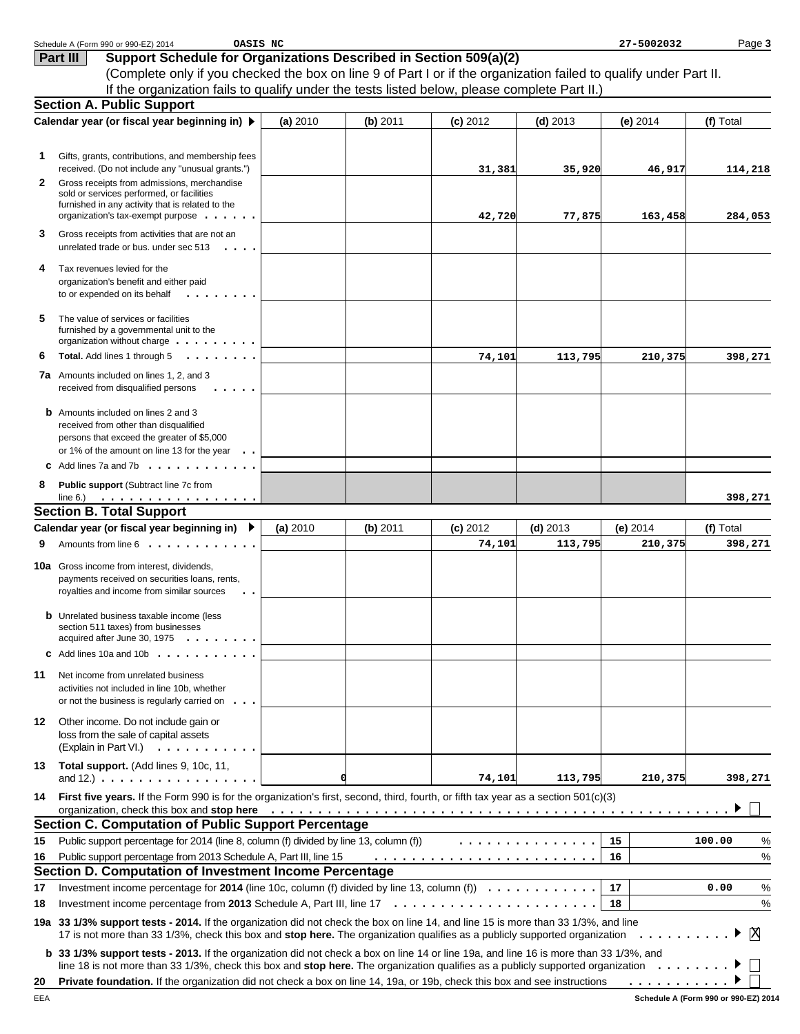Schedule A (Form 990 or 990-EZ) 2014 OASIS NC 27-5002032

**Part III** **Support Schedule for Organizations Described in Section 509(a)(2)**

(Complete only if you checked the box on line 9 of Part I or if the organization failed to qualify under Part II. If the organization fails to qualify under the tests listed below, please complete Part II.)

## Section A. Public Support

| Calendar year (or fiscal year beginning in) ▶ | (a) 2010 | (b) 2011 | (c) 2012 | (d) 2013 | (e) 2014 | (f) Total |
|---|---|---|---|---|---|---|
| **1** Gifts, grants, contributions, and membership fees received. (Do not include any "unusual grants.") | | | 31,381 | 35,920 | 46,917 | 114,218 |
| **2** Gross receipts from admissions, merchandise sold or services performed, or facilities furnished in any activity that is related to the organization's tax-exempt purpose | | | 42,720 | 77,875 | 163,458 | 284,053 |
| **3** Gross receipts from activities that are not an unrelated trade or bus. under sec 513 | | | | | | |
| **4** Tax revenues levied for the organization's benefit and either paid to or expended on its behalf | | | | | | |
| **5** The value of services or facilities furnished by a governmental unit to the organization without charge | | | | | | |
| **6** **Total.** Add lines 1 through 5 | | | 74,101 | 113,795 | 210,375 | 398,271 |
| **7a** Amounts included on lines 1, 2, and 3 received from disqualified persons | | | | | | |
| **b** Amounts included on lines 2 and 3 received from other than disqualified persons that exceed the greater of $5,000 or 1% of the amount on line 13 for the year | | | | | | |
| **c** Add lines 7a and 7b | | | | | | |
| **8** **Public support** (Subtract line 7c from line 6.) | | | | | | 398,271 |

## Section B. Total Support

| Calendar year (or fiscal year beginning in) ▶ | (a) 2010 | (b) 2011 | (c) 2012 | (d) 2013 | (e) 2014 | (f) Total |
|---|---|---|---|---|---|---|
| **9** Amounts from line 6 | | | 74,101 | 113,795 | 210,375 | 398,271 |
| **10a** Gross income from interest, dividends, payments received on securities loans, rents, royalties and income from similar sources | | | | | | |
| **b** Unrelated business taxable income (less section 511 taxes) from businesses acquired after June 30, 1975 | | | | | | |
| **c** Add lines 10a and 10b | | | | | | |
| **11** Net income from unrelated business activities not included in line 10b, whether or not the business is regularly carried on | | | | | | |
| **12** Other income. Do not include gain or loss from the sale of capital assets (Explain in Part VI.) | | | | | | |
| **13** **Total support.** (Add lines 9, 10c, 11, and 12.) | 0 | | 74,101 | 113,795 | 210,375 | 398,271 |

**14** **First five years.** If the Form 990 is for the organization's first, second, third, fourth, or fifth tax year as a section 501(c)(3) organization, check this box and **stop here** ▶ ☐

## Section C. Computation of Public Support Percentage

| | | | |
|---|---|---|---|
| **15** | Public support percentage for 2014 (line 8, column (f) divided by line 13, column (f)) | 15 | 100.00 % |
| **16** | Public support percentage from 2013 Schedule A, Part III, line 15 | 16 | % |

## Section D. Computation of Investment Income Percentage

| | | | |
|---|---|---|---|
| **17** | Investment income percentage for **2014** (line 10c, column (f) divided by line 13, column (f)) | 17 | 0.00 % |
| **18** | Investment income percentage from **2013** Schedule A, Part III, line 17 | 18 | % |

**19a** **33 1/3% support tests - 2014.** If the organization did not check the box on line 14, and line 15 is more than 33 1/3%, and line 17 is not more than 33 1/3%, check this box and **stop here.** The organization qualifies as a publicly supported organization ▶ ☒

**b** **33 1/3% support tests - 2013.** If the organization did not check a box on line 14 or line 19a, and line 16 is more than 33 1/3%, and line 18 is not more than 33 1/3%, check this box and **stop here.** The organization qualifies as a publicly supported organization ▶ ☐

**20** **Private foundation.** If the organization did not check a box on line 14, 19a, or 19b, check this box and see instructions ▶ ☐

EEA Schedule A (Form 990 or 990-EZ) 2014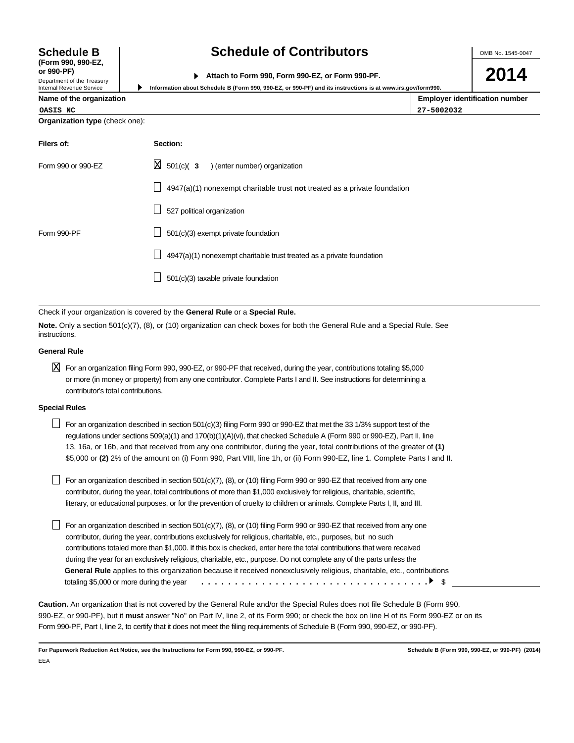# Schedule B (Form 990, 990-EZ, or 990-PF)

Department of the Treasury
Internal Revenue Service

## Schedule of Contributors

▶ **Attach to Form 990, Form 990-EZ, or Form 990-PF.**

▶ **Information about Schedule B (Form 990, 990-EZ, or 990-PF) and its instructions is at www.irs.gov/form990.**

OMB No. 1545-0047

**2014**

| Name of the organization | Employer identification number |
|---|---|
| OASIS NC | 27-5002032 |

**Organization type** (check one):

| Filers of: | Section: |
|---|---|
| Form 990 or 990-EZ | [X] 501(c)( **3** ) (enter number) organization |
| | [ ] 4947(a)(1) nonexempt charitable trust **not** treated as a private foundation |
| | [ ] 527 political organization |
| Form 990-PF | [ ] 501(c)(3) exempt private foundation |
| | [ ] 4947(a)(1) nonexempt charitable trust treated as a private foundation |
| | [ ] 501(c)(3) taxable private foundation |

Check if your organization is covered by the **General Rule** or a **Special Rule.**

**Note.** Only a section 501(c)(7), (8), or (10) organization can check boxes for both the General Rule and a Special Rule. See instructions.

### General Rule

[X] For an organization filing Form 990, 990-EZ, or 990-PF that received, during the year, contributions totaling $5,000 or more (in money or property) from any one contributor. Complete Parts I and II. See instructions for determining a contributor's total contributions.

### Special Rules

[ ] For an organization described in section 501(c)(3) filing Form 990 or 990-EZ that met the 33 1/3% support test of the regulations under sections 509(a)(1) and 170(b)(1)(A)(vi), that checked Schedule A (Form 990 or 990-EZ), Part II, line 13, 16a, or 16b, and that received from any one contributor, during the year, total contributions of the greater of **(1)** $5,000 or **(2)** 2% of the amount on (i) Form 990, Part VIII, line 1h, or (ii) Form 990-EZ, line 1. Complete Parts I and II.

[ ] For an organization described in section 501(c)(7), (8), or (10) filing Form 990 or 990-EZ that received from any one contributor, during the year, total contributions of more than $1,000 exclusively for religious, charitable, scientific, literary, or educational purposes, or for the prevention of cruelty to children or animals. Complete Parts I, II, and III.

[ ] For an organization described in section 501(c)(7), (8), or (10) filing Form 990 or 990-EZ that received from any one contributor, during the year, contributions exclusively for religious, charitable, etc., purposes, but no such contributions totaled more than $1,000. If this box is checked, enter here the total contributions that were received during the year for an exclusively religious, charitable, etc., purpose. Do not complete any of the parts unless the **General Rule** applies to this organization because it received nonexclusively religious, charitable, etc., contributions totaling $5,000 or more during the year . . . . . . . . . . . . . . . . . . . . . . . . . . . . . . . . . ▶ $ ______________

**Caution.** An organization that is not covered by the General Rule and/or the Special Rules does not file Schedule B (Form 990, 990-EZ, or 990-PF), but it **must** answer "No" on Part IV, line 2, of its Form 990; or check the box on line H of its Form 990-EZ or on its Form 990-PF, Part I, line 2, to certify that it does not meet the filing requirements of Schedule B (Form 990, 990-EZ, or 990-PF).

**For Paperwork Reduction Act Notice, see the Instructions for Form 990, 990-EZ, or 990-PF.** **Schedule B (Form 990, 990-EZ, or 990-PF) (2014)**

EEA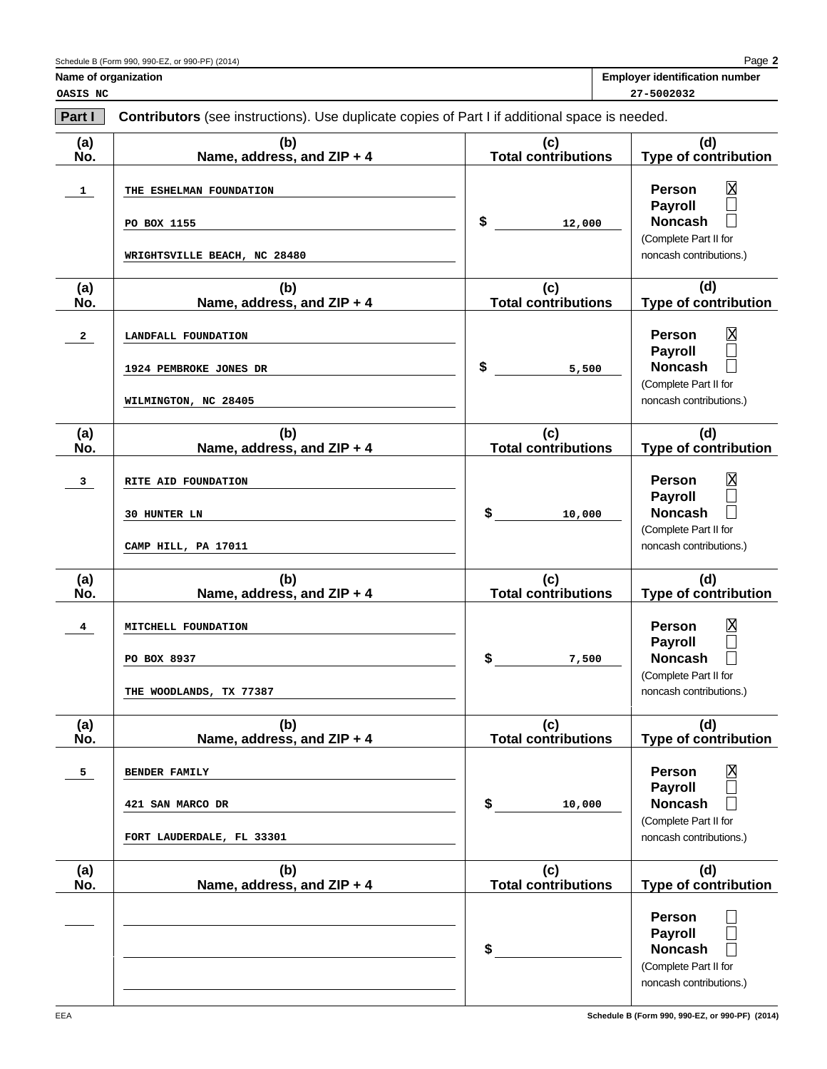Schedule B (Form 990, 990-EZ, or 990-PF) (2014) Page **2**

**Name of organization**
OASIS NC

**Employer identification number**
27-5002032

**Part I** **Contributors** (see instructions). Use duplicate copies of Part I if additional space is needed.

| (a) No. | (b) Name, address, and ZIP + 4 | (c) Total contributions | (d) Type of contribution |
|---|---|---|---|
| 1 | THE ESHELMAN FOUNDATION<br>PO BOX 1155<br>WRIGHTSVILLE BEACH, NC 28480 | $ 12,000 | Person ☒<br>Payroll ☐<br>Noncash ☐<br>(Complete Part II for noncash contributions.) |
| 2 | LANDFALL FOUNDATION<br>1924 PEMBROKE JONES DR<br>WILMINGTON, NC 28405 | $ 5,500 | Person ☒<br>Payroll ☐<br>Noncash ☐<br>(Complete Part II for noncash contributions.) |
| 3 | RITE AID FOUNDATION<br>30 HUNTER LN<br>CAMP HILL, PA 17011 | $ 10,000 | Person ☒<br>Payroll ☐<br>Noncash ☐<br>(Complete Part II for noncash contributions.) |
| 4 | MITCHELL FOUNDATION<br>PO BOX 8937<br>THE WOODLANDS, TX 77387 | $ 7,500 | Person ☒<br>Payroll ☐<br>Noncash ☐<br>(Complete Part II for noncash contributions.) |
| 5 | BENDER FAMILY<br>421 SAN MARCO DR<br>FORT LAUDERDALE, FL 33301 | $ 10,000 | Person ☒<br>Payroll ☐<br>Noncash ☐<br>(Complete Part II for noncash contributions.) |
| | | $ | Person ☐<br>Payroll ☐<br>Noncash ☐<br>(Complete Part II for noncash contributions.) |

EEA

Schedule B (Form 990, 990-EZ, or 990-PF) (2014)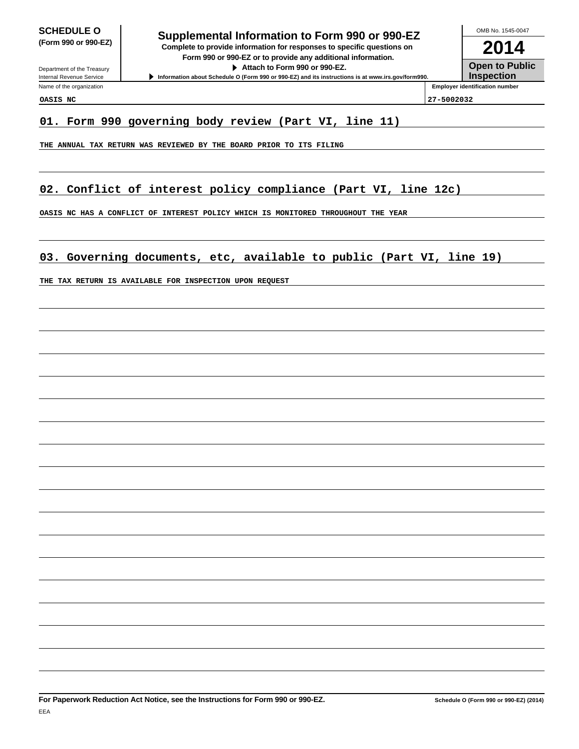**SCHEDULE O (Form 990 or 990-EZ)**

Department of the Treasury
Internal Revenue Service

# Supplemental Information to Form 990 or 990-EZ

**Complete to provide information for responses to specific questions on Form 990 or 990-EZ or to provide any additional information.**

**▶ Attach to Form 990 or 990-EZ.**

**▶ Information about Schedule O (Form 990 or 990-EZ) and its instructions is at www.irs.gov/form990.**

OMB No. 1545-0047

**2014**

**Open to Public Inspection**

| Name of the organization | Employer identification number |
|---|---|
| OASIS NC | 27-5002032 |

## 01. Form 990 governing body review (Part VI, line 11)

THE ANNUAL TAX RETURN WAS REVIEWED BY THE BOARD PRIOR TO ITS FILING

## 02. Conflict of interest policy compliance (Part VI, line 12c)

OASIS NC HAS A CONFLICT OF INTEREST POLICY WHICH IS MONITORED THROUGHOUT THE YEAR

## 03. Governing documents, etc, available to public (Part VI, line 19)

THE TAX RETURN IS AVAILABLE FOR INSPECTION UPON REQUEST

**For Paperwork Reduction Act Notice, see the Instructions for Form 990 or 990-EZ.** **Schedule O (Form 990 or 990-EZ) (2014)**

EEA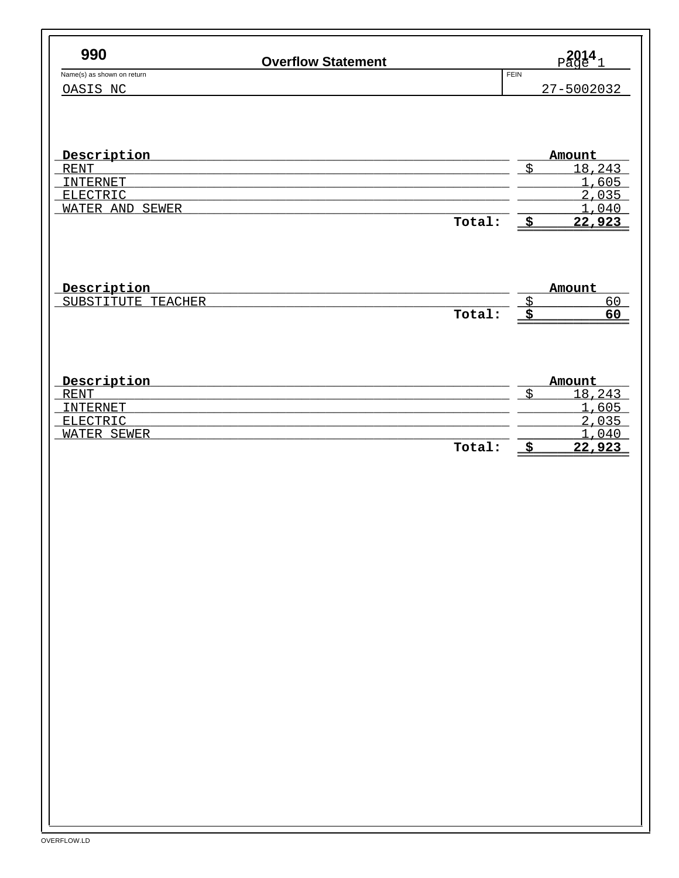# 990 Overflow Statement 2014

| Name(s) as shown on return | FEIN |
| --- | --- |
| OASIS NC | 27-5002032 |

| Description | Amount |
| --- | --- |
| RENT | $ 18,243 |
| INTERNET | 1,605 |
| ELECTRIC | 2,035 |
| WATER AND SEWER | 1,040 |
| **Total:** | **$ 22,923** |

| Description | Amount |
| --- | --- |
| SUBSTITUTE TEACHER | $ 60 |
| **Total:** | **$ 60** |

| Description | Amount |
| --- | --- |
| RENT | $ 18,243 |
| INTERNET | 1,605 |
| ELECTRIC | 2,035 |
| WATER SEWER | 1,040 |
| **Total:** | **$ 22,923** |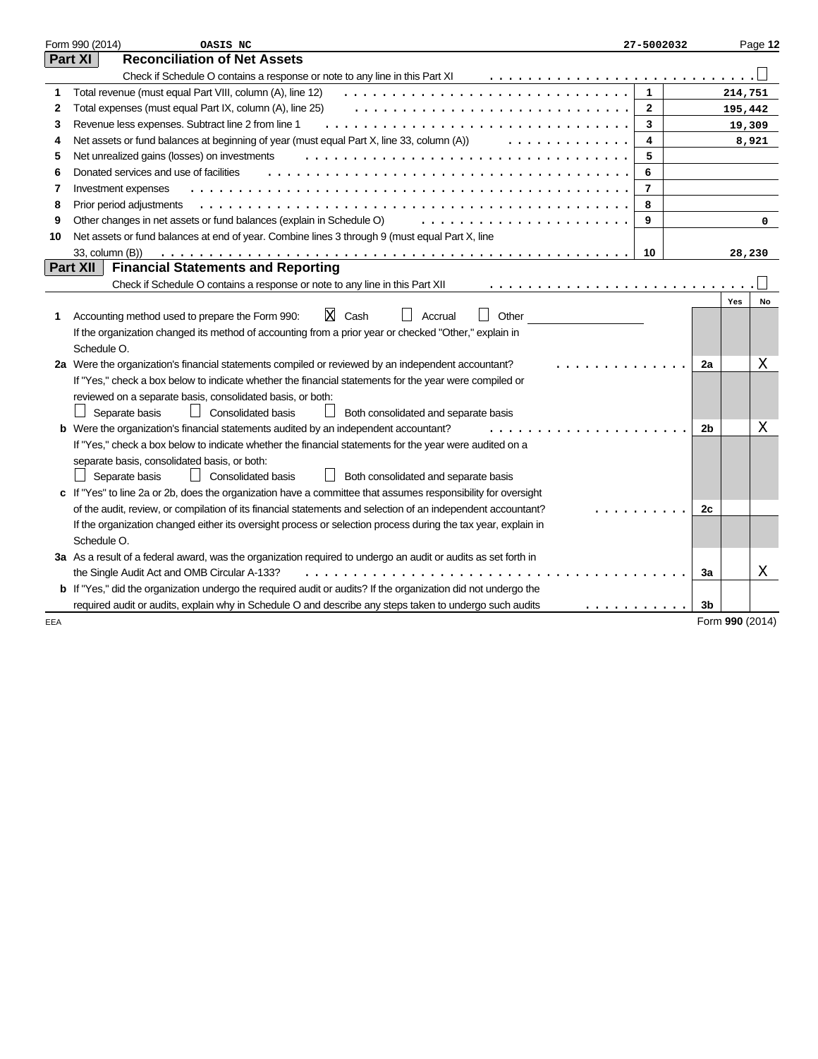Form 990 (2014) OASIS NC 27-5002032

## Part XI Reconciliation of Net Assets

Check if Schedule O contains a response or note to any line in this Part XI ☐

| | | | |
|---|---|---|---|
| 1 | Total revenue (must equal Part VIII, column (A), line 12) | 1 | 214,751 |
| 2 | Total expenses (must equal Part IX, column (A), line 25) | 2 | 195,442 |
| 3 | Revenue less expenses. Subtract line 2 from line 1 | 3 | 19,309 |
| 4 | Net assets or fund balances at beginning of year (must equal Part X, line 33, column (A)) | 4 | 8,921 |
| 5 | Net unrealized gains (losses) on investments | 5 | |
| 6 | Donated services and use of facilities | 6 | |
| 7 | Investment expenses | 7 | |
| 8 | Prior period adjustments | 8 | |
| 9 | Other changes in net assets or fund balances (explain in Schedule O) | 9 | 0 |
| 10 | Net assets or fund balances at end of year. Combine lines 3 through 9 (must equal Part X, line 33, column (B)) | 10 | 28,230 |

## Part XII Financial Statements and Reporting

Check if Schedule O contains a response or note to any line in this Part XII ☐

| | | | Yes | No |
|---|---|---|---|---|
| 1 | Accounting method used to prepare the Form 990: ☒ Cash ☐ Accrual ☐ Other<br>If the organization changed its method of accounting from a prior year or checked "Other," explain in Schedule O. | | | |
| 2a | Were the organization's financial statements compiled or reviewed by an independent accountant?<br>If "Yes," check a box below to indicate whether the financial statements for the year were compiled or reviewed on a separate basis, consolidated basis, or both:<br>☐ Separate basis ☐ Consolidated basis ☐ Both consolidated and separate basis | 2a | | X |
| b | Were the organization's financial statements audited by an independent accountant?<br>If "Yes," check a box below to indicate whether the financial statements for the year were audited on a separate basis, consolidated basis, or both:<br>☐ Separate basis ☐ Consolidated basis ☐ Both consolidated and separate basis | 2b | | X |
| c | If "Yes" to line 2a or 2b, does the organization have a committee that assumes responsibility for oversight of the audit, review, or compilation of its financial statements and selection of an independent accountant?<br>If the organization changed either its oversight process or selection process during the tax year, explain in Schedule O. | 2c | | |
| 3a | As a result of a federal award, was the organization required to undergo an audit or audits as set forth in the Single Audit Act and OMB Circular A-133? | 3a | | X |
| b | If "Yes," did the organization undergo the required audit or audits? If the organization did not undergo the required audit or audits, explain why in Schedule O and describe any steps taken to undergo such audits | 3b | | |

EEA Form 990 (2014)